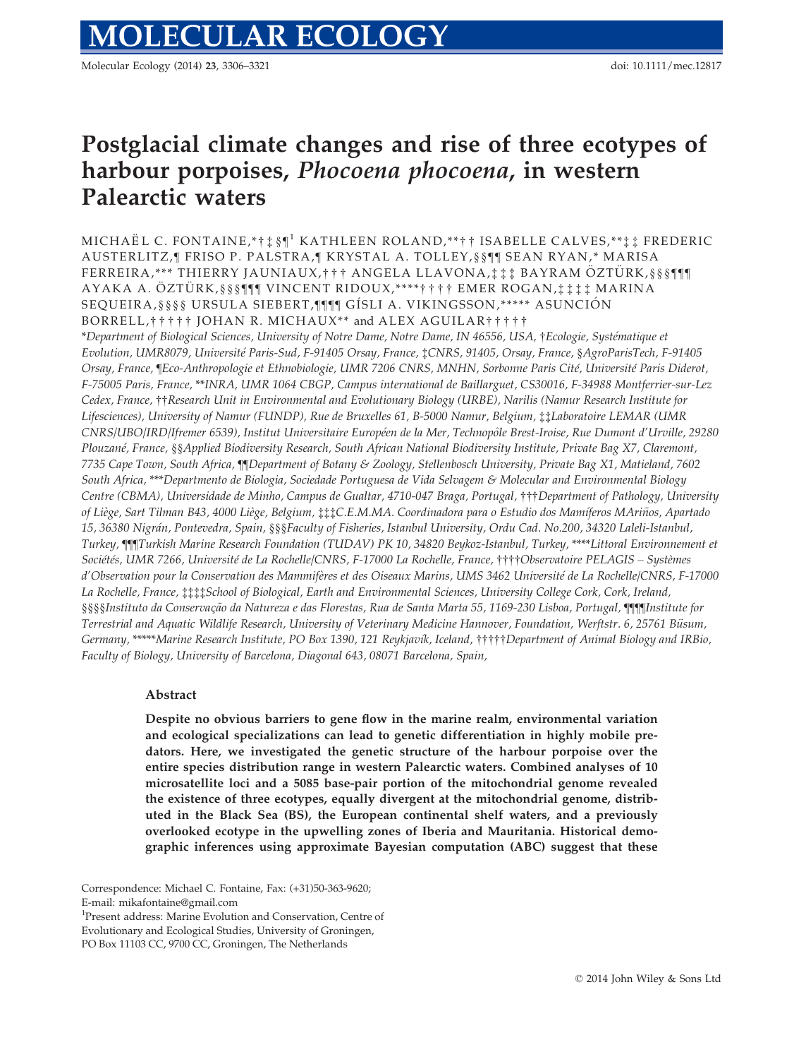# Postglacial climate changes and rise of three ecotypes of harbour porpoises, *Phocoena phocoena*, in western Palearctic waters

MICHAËL C. FONTAINE,\*†‡§¶[1] KATHLEEN ROLAND,\*\*†† ISABELLE CALVES,\*\*‡‡ FREDERIC AUSTERLITZ,¶ FRISO P. PALSTRA,¶ KRYSTAL A. TOLLEY,§§¶¶ SEAN RYAN,\* MARISA FERREIRA,\*\*\* THIERRY JAUNIAUX,††† ANGELA LLAVONA,‡‡‡ BAYRAM ÖZTÜRK,§§§¶¶¶ AYAKA A. ÖZTÜRK,§§§¶¶¶ VINCENT RIDOUX,\*\*\*\*†††† EMER ROGAN,‡‡‡‡ MARINA SEQUEIRA,§§§§ URSULA SIEBERT,¶¶¶¶ GÍSLI A. VIKINGSSON,\*\*\*\*\* ASUNCIÓN BORRELL,††††† JOHAN R. MICHAUX\*\* and ALEX AGUILAR†††††

\*Department of Biological Sciences, University of Notre Dame, Notre Dame, IN 46556, USA, †Ecologie, Systématique et Evolution, UMR8079, Université Paris-Sud, F-91405 Orsay, France, ‡CNRS, 91405, Orsay, France, §AgroParisTech, F-91405 Orsay, France, ¶Eco-Anthropologie et Ethnobiologie, UMR 7206 CNRS, MNHN, Sorbonne Paris Cité, Université Paris Diderot, F-75005 Paris, France, \*\*INRA, UMR 1064 CBGP, Campus international de Baillarguet, CS30016, F-34988 Montferrier-sur-Lez Cedex, France, ††Research Unit in Environmental and Evolutionary Biology (URBE), Narilis (Namur Research Institute for Lifesciences), University of Namur (FUNDP), Rue de Bruxelles 61, B-5000 Namur, Belgium, ‡‡Laboratoire LEMAR (UMR CNRS/UBO/IRD/Ifremer 6539), Institut Universitaire Européen de la Mer, Technopôle Brest-Iroise, Rue Dumont d'Urville, 29280 Plouzané, France, §§Applied Biodiversity Research, South African National Biodiversity Institute, Private Bag X7, Claremont, 7735 Cape Town, South Africa, ¶¶Department of Botany & Zoology, Stellenbosch University, Private Bag X1, Matieland, 7602 South Africa, \*\*\*Departmento de Biologia, Sociedade Portuguesa de Vida Selvagem & Molecular and Environmental Biology Centre (CBMA), Universidade de Minho, Campus de Gualtar, 4710-047 Braga, Portugal, †††Department of Pathology, University of Liège, Sart Tilman B43, 4000 Liège, Belgium, ‡‡‡C.E.M.MA. Coordinadora para o Estudio dos Mamíferos MAriños, Apartado 15, 36380 Nigrán, Pontevedra, Spain, §§§Faculty of Fisheries, Istanbul University, Ordu Cad. No.200, 34320 Laleli-Istanbul, Turkey, ¶¶¶Turkish Marine Research Foundation (TUDAV) PK 10, 34820 Beykoz-Istanbul, Turkey, \*\*\*\*Littoral Environnement et Sociétés, UMR 7266, Université de La Rochelle/CNRS, F-17000 La Rochelle, France, ††††Observatoire PELAGIS – Systèmes d'Observation pour la Conservation des Mammifères et des Oiseaux Marins, UMS 3462 Université de La Rochelle/CNRS, F-17000 La Rochelle, France, ‡‡‡‡School of Biological, Earth and Environmental Sciences, University College Cork, Cork, Ireland, §§§§Instituto da Conservação da Natureza e das Florestas, Rua de Santa Marta 55, 1169-230 Lisboa, Portugal, ¶¶¶¶Institute for Terrestrial and Aquatic Wildlife Research, University of Veterinary Medicine Hannover, Foundation, Werftstr. 6, 25761 Büsum, Germany, \*\*\*\*\*Marine Research Institute, PO Box 1390, 121 Reykjavík, Iceland, †††††Department of Animal Biology and IRBio, Faculty of Biology, University of Barcelona, Diagonal 643, 08071 Barcelona, Spain,

## Abstract

**Despite no obvious barriers to gene flow in the marine realm, environmental variation and ecological specializations can lead to genetic differentiation in highly mobile predators. Here, we investigated the genetic structure of the harbour porpoise over the entire species distribution range in western Palearctic waters. Combined analyses of 10 microsatellite loci and a 5085 base-pair portion of the mitochondrial genome revealed the existence of three ecotypes, equally divergent at the mitochondrial genome, distributed in the Black Sea (BS), the European continental shelf waters, and a previously overlooked ecotype in the upwelling zones of Iberia and Mauritania. Historical demographic inferences using approximate Bayesian computation (ABC) suggest that these**

Correspondence: Michael C. Fontaine, Fax: (+31)50-363-9620;
E-mail: mikafontaine@gmail.com

[1]Present address: Marine Evolution and Conservation, Centre of Evolutionary and Ecological Studies, University of Groningen, PO Box 11103 CC, 9700 CC, Groningen, The Netherlands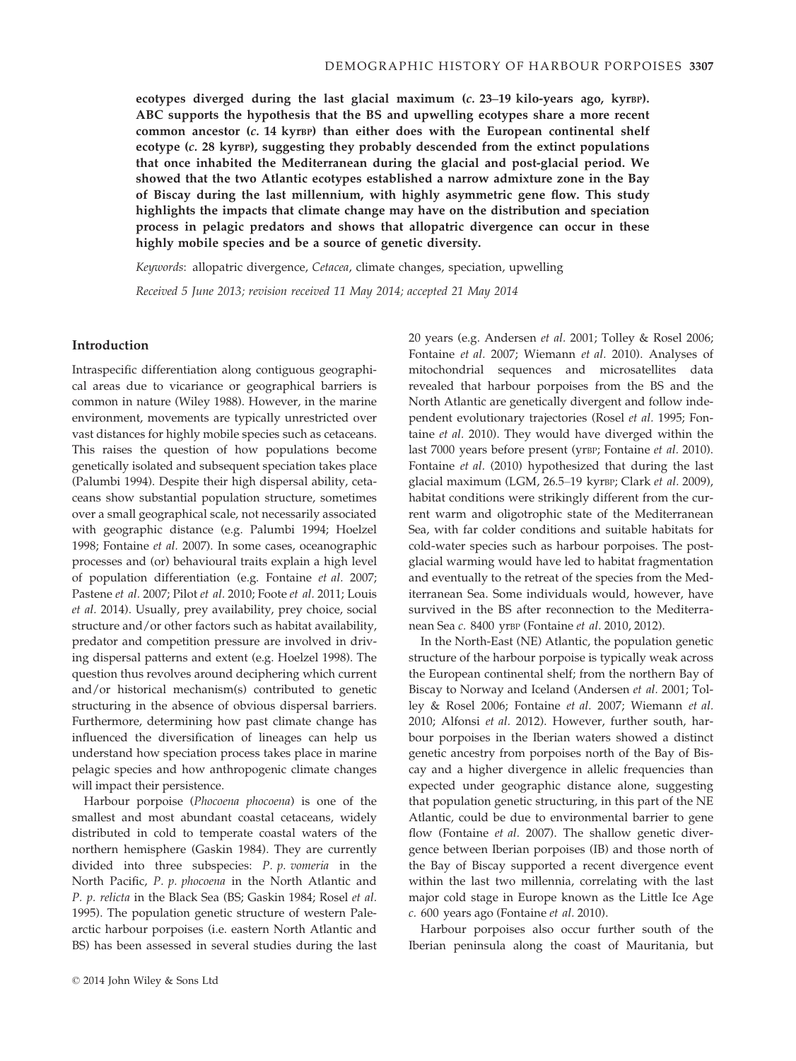**ecotypes diverged during the last glacial maximum (*c.* 23–19 kilo-years ago, kyrBP). ABC supports the hypothesis that the BS and upwelling ecotypes share a more recent common ancestor (*c.* 14 kyrBP) than either does with the European continental shelf ecotype (*c.* 28 kyrBP), suggesting they probably descended from the extinct populations that once inhabited the Mediterranean during the glacial and post-glacial period. We showed that the two Atlantic ecotypes established a narrow admixture zone in the Bay of Biscay during the last millennium, with highly asymmetric gene flow. This study highlights the impacts that climate change may have on the distribution and speciation process in pelagic predators and shows that allopatric divergence can occur in these highly mobile species and be a source of genetic diversity.**

*Keywords*: allopatric divergence, *Cetacea*, climate changes, speciation, upwelling

*Received 5 June 2013; revision received 11 May 2014; accepted 21 May 2014*

## Introduction

Intraspecific differentiation along contiguous geographical areas due to vicariance or geographical barriers is common in nature (Wiley 1988). However, in the marine environment, movements are typically unrestricted over vast distances for highly mobile species such as cetaceans. This raises the question of how populations become genetically isolated and subsequent speciation takes place (Palumbi 1994). Despite their high dispersal ability, cetaceans show substantial population structure, sometimes over a small geographical scale, not necessarily associated with geographic distance (e.g. Palumbi 1994; Hoelzel 1998; Fontaine *et al.* 2007). In some cases, oceanographic processes and (or) behavioural traits explain a high level of population differentiation (e.g. Fontaine *et al.* 2007; Pastene *et al.* 2007; Pilot *et al.* 2010; Foote *et al.* 2011; Louis *et al.* 2014). Usually, prey availability, prey choice, social structure and/or other factors such as habitat availability, predator and competition pressure are involved in driving dispersal patterns and extent (e.g. Hoelzel 1998). The question thus revolves around deciphering which current and/or historical mechanism(s) contributed to genetic structuring in the absence of obvious dispersal barriers. Furthermore, determining how past climate change has influenced the diversification of lineages can help us understand how speciation process takes place in marine pelagic species and how anthropogenic climate changes will impact their persistence.

Harbour porpoise (*Phocoena phocoena*) is one of the smallest and most abundant coastal cetaceans, widely distributed in cold to temperate coastal waters of the northern hemisphere (Gaskin 1984). They are currently divided into three subspecies: *P. p. vomeria* in the North Pacific, *P. p. phocoena* in the North Atlantic and *P. p. relicta* in the Black Sea (BS; Gaskin 1984; Rosel *et al.* 1995). The population genetic structure of western Palearctic harbour porpoises (i.e. eastern North Atlantic and BS) has been assessed in several studies during the last 20 years (e.g. Andersen *et al.* 2001; Tolley & Rosel 2006; Fontaine *et al.* 2007; Wiemann *et al.* 2010). Analyses of mitochondrial sequences and microsatellites data revealed that harbour porpoises from the BS and the North Atlantic are genetically divergent and follow independent evolutionary trajectories (Rosel *et al.* 1995; Fontaine *et al.* 2010). They would have diverged within the last 7000 years before present (yrBP; Fontaine *et al.* 2010). Fontaine *et al.* (2010) hypothesized that during the last glacial maximum (LGM, 26.5–19 kyrBP; Clark *et al.* 2009), habitat conditions were strikingly different from the current warm and oligotrophic state of the Mediterranean Sea, with far colder conditions and suitable habitats for cold-water species such as harbour porpoises. The post-glacial warming would have led to habitat fragmentation and eventually to the retreat of the species from the Mediterranean Sea. Some individuals would, however, have survived in the BS after reconnection to the Mediterranean Sea *c.* 8400 yrBP (Fontaine *et al.* 2010, 2012).

In the North-East (NE) Atlantic, the population genetic structure of the harbour porpoise is typically weak across the European continental shelf; from the northern Bay of Biscay to Norway and Iceland (Andersen *et al.* 2001; Tolley & Rosel 2006; Fontaine *et al.* 2007; Wiemann *et al.* 2010; Alfonsi *et al.* 2012). However, further south, harbour porpoises in the Iberian waters showed a distinct genetic ancestry from porpoises north of the Bay of Biscay and a higher divergence in allelic frequencies than expected under geographic distance alone, suggesting that population genetic structuring, in this part of the NE Atlantic, could be due to environmental barrier to gene flow (Fontaine *et al.* 2007). The shallow genetic divergence between Iberian porpoises (IB) and those north of the Bay of Biscay supported a recent divergence event within the last two millennia, correlating with the last major cold stage in Europe known as the Little Ice Age *c.* 600 years ago (Fontaine *et al.* 2010).

Harbour porpoises also occur further south of the Iberian peninsula along the coast of Mauritania, but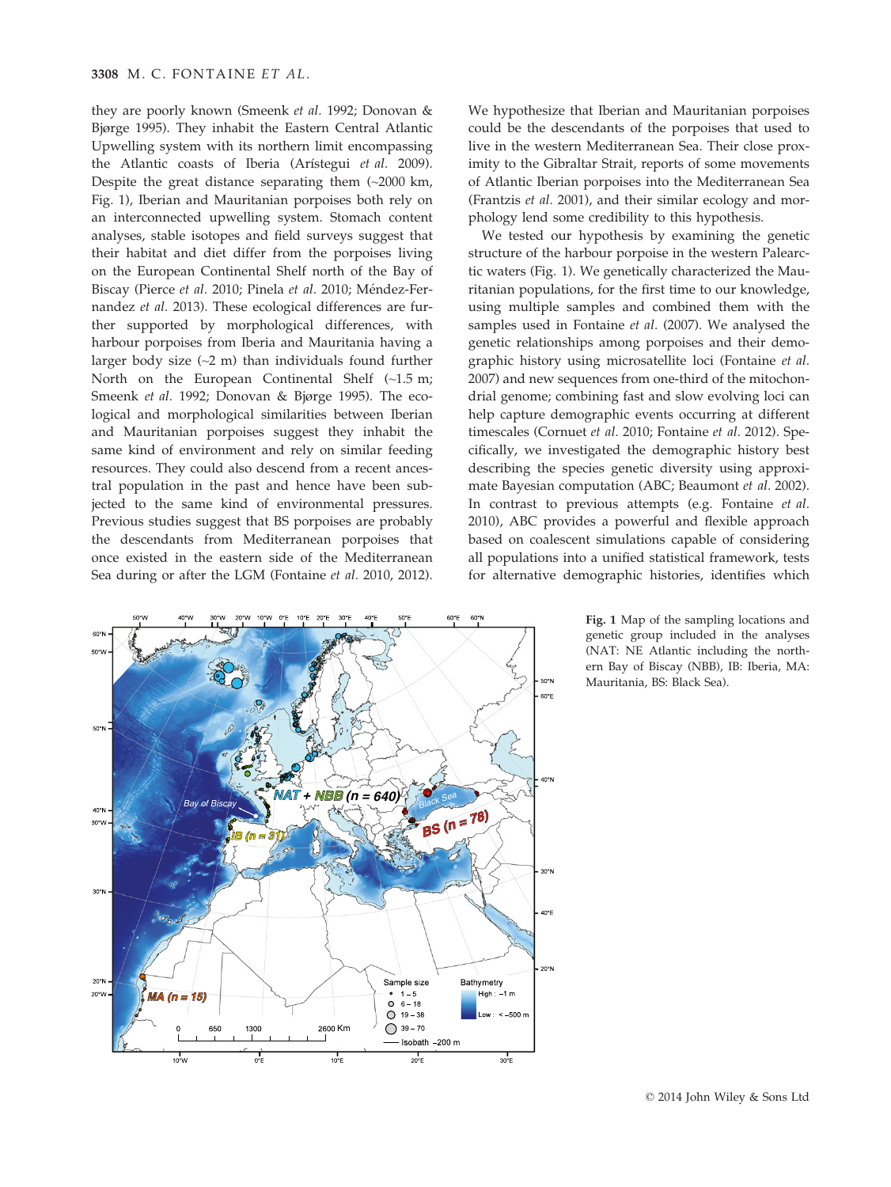they are poorly known (Smeenk *et al.* 1992; Donovan & Bjørge 1995). They inhabit the Eastern Central Atlantic Upwelling system with its northern limit encompassing the Atlantic coasts of Iberia (Arístegui *et al.* 2009). Despite the great distance separating them (~2000 km, Fig. 1), Iberian and Mauritanian porpoises both rely on an interconnected upwelling system. Stomach content analyses, stable isotopes and field surveys suggest that their habitat and diet differ from the porpoises living on the European Continental Shelf north of the Bay of Biscay (Pierce *et al.* 2010; Pinela *et al.* 2010; Méndez-Fernandez *et al.* 2013). These ecological differences are further supported by morphological differences, with harbour porpoises from Iberia and Mauritania having a larger body size (~2 m) than individuals found further North on the European Continental Shelf (~1.5 m; Smeenk *et al.* 1992; Donovan & Bjørge 1995). The ecological and morphological similarities between Iberian and Mauritanian porpoises suggest they inhabit the same kind of environment and rely on similar feeding resources. They could also descend from a recent ancestral population in the past and hence have been subjected to the same kind of environmental pressures. Previous studies suggest that BS porpoises are probably the descendants from Mediterranean porpoises that once existed in the eastern side of the Mediterranean Sea during or after the LGM (Fontaine *et al.* 2010, 2012).

We hypothesize that Iberian and Mauritanian porpoises could be the descendants of the porpoises that used to live in the western Mediterranean Sea. Their close proximity to the Gibraltar Strait, reports of some movements of Atlantic Iberian porpoises into the Mediterranean Sea (Frantzis *et al.* 2001), and their similar ecology and morphology lend some credibility to this hypothesis.

We tested our hypothesis by examining the genetic structure of the harbour porpoise in the western Palearctic waters (Fig. 1). We genetically characterized the Mauritanian populations, for the first time to our knowledge, using multiple samples and combined them with the samples used in Fontaine *et al.* (2007). We analysed the genetic relationships among porpoises and their demographic history using microsatellite loci (Fontaine *et al.* 2007) and new sequences from one-third of the mitochondrial genome; combining fast and slow evolving loci can help capture demographic events occurring at different timescales (Cornuet *et al.* 2010; Fontaine *et al.* 2012). Specifically, we investigated the demographic history best describing the species genetic diversity using approximate Bayesian computation (ABC; Beaumont *et al.* 2002). In contrast to previous attempts (e.g. Fontaine *et al.* 2010), ABC provides a powerful and flexible approach based on coalescent simulations capable of considering all populations into a unified statistical framework, tests for alternative demographic histories, identifies which

**Fig. 1** Map of the sampling locations and genetic group included in the analyses (NAT: NE Atlantic including the northern Bay of Biscay (NBB), IB: Iberia, MA: Mauritania, BS: Black Sea).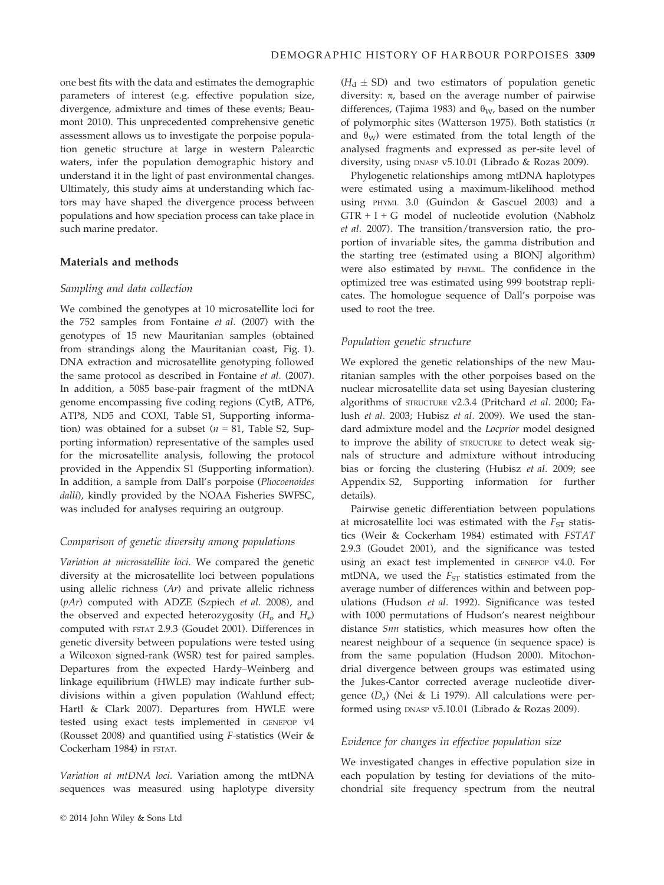one best fits with the data and estimates the demographic parameters of interest (e.g. effective population size, divergence, admixture and times of these events; Beaumont 2010). This unprecedented comprehensive genetic assessment allows us to investigate the porpoise population genetic structure at large in western Palearctic waters, infer the population demographic history and understand it in the light of past environmental changes. Ultimately, this study aims at understanding which factors may have shaped the divergence process between populations and how speciation process can take place in such marine predator.

## Materials and methods

### Sampling and data collection

We combined the genotypes at 10 microsatellite loci for the 752 samples from Fontaine *et al.* (2007) with the genotypes of 15 new Mauritanian samples (obtained from strandings along the Mauritanian coast, Fig. 1). DNA extraction and microsatellite genotyping followed the same protocol as described in Fontaine *et al.* (2007). In addition, a 5085 base-pair fragment of the mtDNA genome encompassing five coding regions (CytB, ATP6, ATP8, ND5 and COXI, Table S1, Supporting information) was obtained for a subset ($n$ = 81, Table S2, Supporting information) representative of the samples used for the microsatellite analysis, following the protocol provided in the Appendix S1 (Supporting information). In addition, a sample from Dall's porpoise (*Phocoenoides dalli*), kindly provided by the NOAA Fisheries SWFSC, was included for analyses requiring an outgroup.

### Comparison of genetic diversity among populations

*Variation at microsatellite loci.* We compared the genetic diversity at the microsatellite loci between populations using allelic richness (*Ar*) and private allelic richness (*pAr*) computed with ADZE (Szpiech *et al.* 2008), and the observed and expected heterozygosity ($H_o$ and $H_e$) computed with FSTAT 2.9.3 (Goudet 2001). Differences in genetic diversity between populations were tested using a Wilcoxon signed-rank (WSR) test for paired samples. Departures from the expected Hardy–Weinberg and linkage equilibrium (HWLE) may indicate further subdivisions within a given population (Wahlund effect; Hartl & Clark 2007). Departures from HWLE were tested using exact tests implemented in GENEPOP v4 (Rousset 2008) and quantified using *F*-statistics (Weir & Cockerham 1984) in FSTAT.

*Variation at mtDNA loci.* Variation among the mtDNA sequences was measured using haplotype diversity ($H_d$ ± SD) and two estimators of population genetic diversity: π, based on the average number of pairwise differences, (Tajima 1983) and $\theta_W$, based on the number of polymorphic sites (Watterson 1975). Both statistics (π and $\theta_W$) were estimated from the total length of the analysed fragments and expressed as per-site level of diversity, using DNASP v5.10.01 (Librado & Rozas 2009).

Phylogenetic relationships among mtDNA haplotypes were estimated using a maximum-likelihood method using PHYML 3.0 (Guindon & Gascuel 2003) and a GTR + I + G model of nucleotide evolution (Nabholz *et al.* 2007). The transition/transversion ratio, the proportion of invariable sites, the gamma distribution and the starting tree (estimated using a BIONJ algorithm) were also estimated by PHYML. The confidence in the optimized tree was estimated using 999 bootstrap replicates. The homologue sequence of Dall's porpoise was used to root the tree.

### Population genetic structure

We explored the genetic relationships of the new Mauritanian samples with the other porpoises based on the nuclear microsatellite data set using Bayesian clustering algorithms of STRUCTURE v2.3.4 (Pritchard *et al.* 2000; Falush *et al.* 2003; Hubisz *et al.* 2009). We used the standard admixture model and the *Locprior* model designed to improve the ability of STRUCTURE to detect weak signals of structure and admixture without introducing bias or forcing the clustering (Hubisz *et al.* 2009; see Appendix S2, Supporting information for further details).

Pairwise genetic differentiation between populations at microsatellite loci was estimated with the $F_{ST}$ statistics (Weir & Cockerham 1984) estimated with *FSTAT* 2.9.3 (Goudet 2001), and the significance was tested using an exact test implemented in GENEPOP v4.0. For mtDNA, we used the $F_{ST}$ statistics estimated from the average number of differences within and between populations (Hudson *et al.* 1992). Significance was tested with 1000 permutations of Hudson's nearest neighbour distance *Snn* statistics, which measures how often the nearest neighbour of a sequence (in sequence space) is from the same population (Hudson 2000). Mitochondrial divergence between groups was estimated using the Jukes-Cantor corrected average nucleotide divergence ($D_a$) (Nei & Li 1979). All calculations were performed using DNASP v5.10.01 (Librado & Rozas 2009).

### Evidence for changes in effective population size

We investigated changes in effective population size in each population by testing for deviations of the mitochondrial site frequency spectrum from the neutral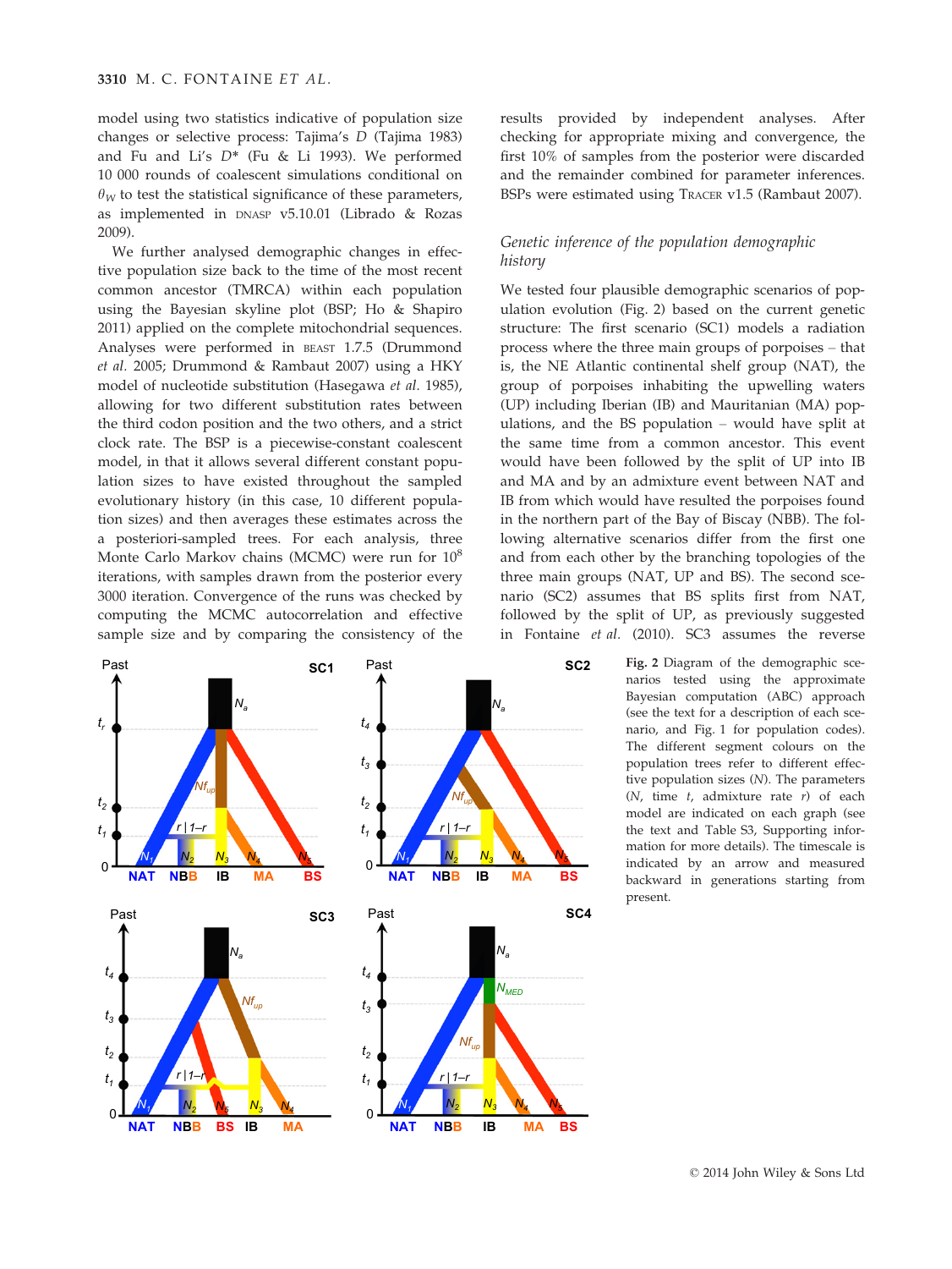model using two statistics indicative of population size changes or selective process: Tajima's *D* (Tajima 1983) and Fu and Li's *D** (Fu & Li 1993). We performed 10 000 rounds of coalescent simulations conditional on $\theta_W$ to test the statistical significance of these parameters, as implemented in DNASP v5.10.01 (Librado & Rozas 2009).

We further analysed demographic changes in effective population size back to the time of the most recent common ancestor (TMRCA) within each population using the Bayesian skyline plot (BSP; Ho & Shapiro 2011) applied on the complete mitochondrial sequences. Analyses were performed in BEAST 1.7.5 (Drummond *et al.* 2005; Drummond & Rambaut 2007) using a HKY model of nucleotide substitution (Hasegawa *et al.* 1985), allowing for two different substitution rates between the third codon position and the two others, and a strict clock rate. The BSP is a piecewise-constant coalescent model, in that it allows several different constant population sizes to have existed throughout the sampled evolutionary history (in this case, 10 different population sizes) and then averages these estimates across the a posteriori-sampled trees. For each analysis, three Monte Carlo Markov chains (MCMC) were run for $10^8$ iterations, with samples drawn from the posterior every 3000 iteration. Convergence of the runs was checked by computing the MCMC autocorrelation and effective sample size and by comparing the consistency of the results provided by independent analyses. After checking for appropriate mixing and convergence, the first 10% of samples from the posterior were discarded and the remainder combined for parameter inferences. BSPs were estimated using TRACER v1.5 (Rambaut 2007).

### *Genetic inference of the population demographic history*

We tested four plausible demographic scenarios of population evolution (Fig. 2) based on the current genetic structure: The first scenario (SC1) models a radiation process where the three main groups of porpoises – that is, the NE Atlantic continental shelf group (NAT), the group of porpoises inhabiting the upwelling waters (UP) including Iberian (IB) and Mauritanian (MA) populations, and the BS population – would have split at the same time from a common ancestor. This event would have been followed by the split of UP into IB and MA and by an admixture event between NAT and IB from which would have resulted the porpoises found in the northern part of the Bay of Biscay (NBB). The following alternative scenarios differ from the first one and from each other by the branching topologies of the three main groups (NAT, UP and BS). The second scenario (SC2) assumes that BS splits first from NAT, followed by the split of UP, as previously suggested in Fontaine *et al.* (2010). SC3 assumes the reverse

**Fig. 2** Diagram of the demographic scenarios tested using the approximate Bayesian computation (ABC) approach (see the text for a description of each scenario, and Fig. 1 for population codes). The different segment colours on the population trees refer to different effective population sizes (*N*). The parameters (*N*, time *t*, admixture rate *r*) of each model are indicated on each graph (see the text and Table S3, Supporting information for more details). The timescale is indicated by an arrow and measured backward in generations starting from present.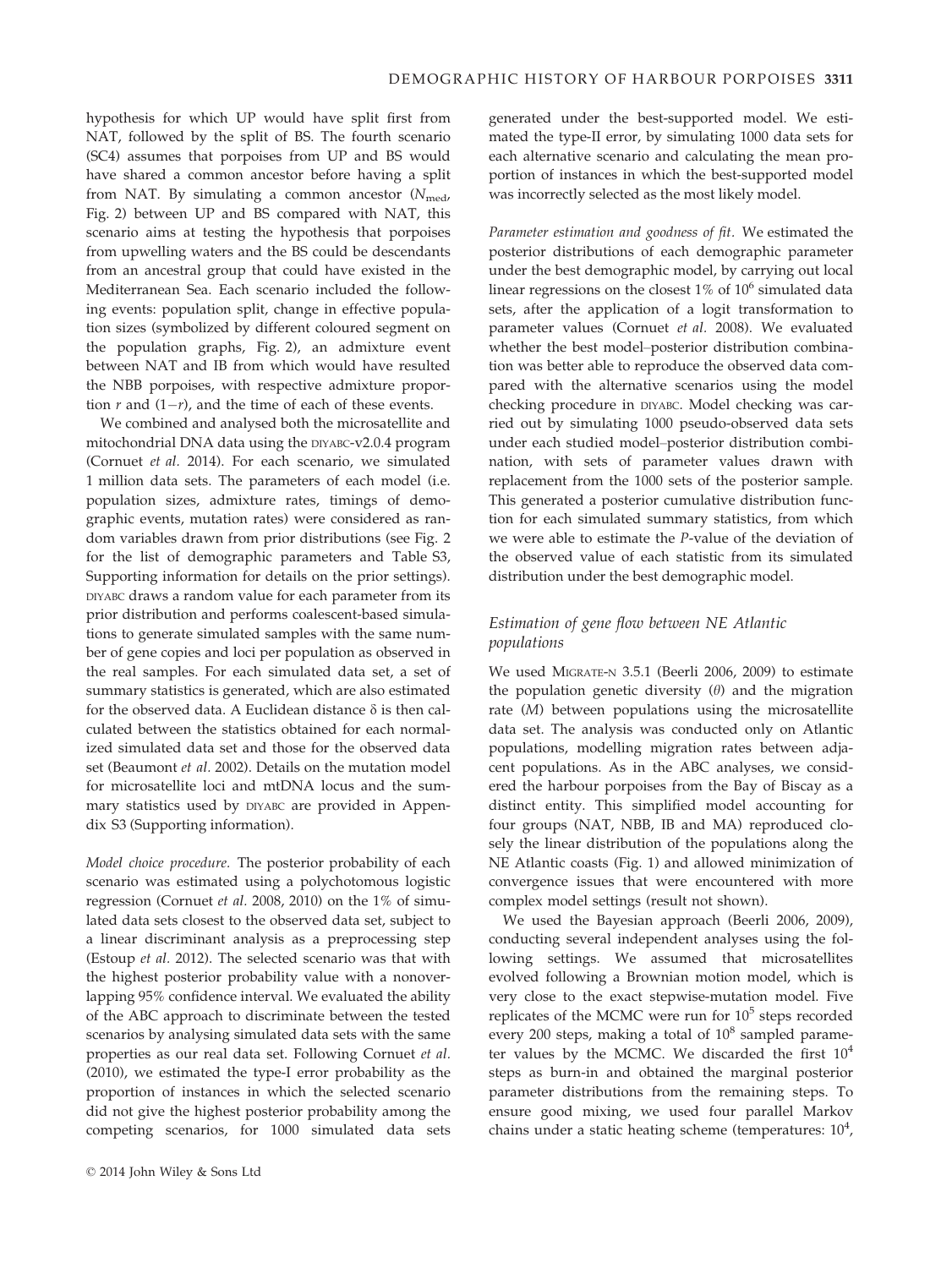hypothesis for which UP would have split first from NAT, followed by the split of BS. The fourth scenario (SC4) assumes that porpoises from UP and BS would have shared a common ancestor before having a split from NAT. By simulating a common ancestor ($N_{\mathrm{med}}$, Fig. 2) between UP and BS compared with NAT, this scenario aims at testing the hypothesis that porpoises from upwelling waters and the BS could be descendants from an ancestral group that could have existed in the Mediterranean Sea. Each scenario included the following events: population split, change in effective population sizes (symbolized by different coloured segment on the population graphs, Fig. 2), an admixture event between NAT and IB from which would have resulted the NBB porpoises, with respective admixture proportion $r$ and $(1-r)$, and the time of each of these events.

We combined and analysed both the microsatellite and mitochondrial DNA data using the DIYABC-v2.0.4 program (Cornuet *et al*. 2014). For each scenario, we simulated 1 million data sets. The parameters of each model (i.e. population sizes, admixture rates, timings of demographic events, mutation rates) were considered as random variables drawn from prior distributions (see Fig. 2 for the list of demographic parameters and Table S3, Supporting information for details on the prior settings). DIYABC draws a random value for each parameter from its prior distribution and performs coalescent-based simulations to generate simulated samples with the same number of gene copies and loci per population as observed in the real samples. For each simulated data set, a set of summary statistics is generated, which are also estimated for the observed data. A Euclidean distance $\delta$ is then calculated between the statistics obtained for each normalized simulated data set and those for the observed data set (Beaumont *et al*. 2002). Details on the mutation model for microsatellite loci and mtDNA locus and the summary statistics used by DIYABC are provided in Appendix S3 (Supporting information).

*Model choice procedure*. The posterior probability of each scenario was estimated using a polychotomous logistic regression (Cornuet *et al*. 2008, 2010) on the 1% of simulated data sets closest to the observed data set, subject to a linear discriminant analysis as a preprocessing step (Estoup *et al*. 2012). The selected scenario was that with the highest posterior probability value with a nonoverlapping 95% confidence interval. We evaluated the ability of the ABC approach to discriminate between the tested scenarios by analysing simulated data sets with the same properties as our real data set. Following Cornuet *et al*. (2010), we estimated the type-I error probability as the proportion of instances in which the selected scenario did not give the highest posterior probability among the competing scenarios, for 1000 simulated data sets generated under the best-supported model. We estimated the type-II error, by simulating 1000 data sets for each alternative scenario and calculating the mean proportion of instances in which the best-supported model was incorrectly selected as the most likely model.

*Parameter estimation and goodness of fit*. We estimated the posterior distributions of each demographic parameter under the best demographic model, by carrying out local linear regressions on the closest 1% of $10^6$ simulated data sets, after the application of a logit transformation to parameter values (Cornuet *et al*. 2008). We evaluated whether the best model–posterior distribution combination was better able to reproduce the observed data compared with the alternative scenarios using the model checking procedure in DIYABC. Model checking was carried out by simulating 1000 pseudo-observed data sets under each studied model–posterior distribution combination, with sets of parameter values drawn with replacement from the 1000 sets of the posterior sample. This generated a posterior cumulative distribution function for each simulated summary statistics, from which we were able to estimate the *P*-value of the deviation of the observed value of each statistic from its simulated distribution under the best demographic model.

### Estimation of gene flow between NE Atlantic populations

We used MIGRATE-N 3.5.1 (Beerli 2006, 2009) to estimate the population genetic diversity ($\theta$) and the migration rate ($M$) between populations using the microsatellite data set. The analysis was conducted only on Atlantic populations, modelling migration rates between adjacent populations. As in the ABC analyses, we considered the harbour porpoises from the Bay of Biscay as a distinct entity. This simplified model accounting for four groups (NAT, NBB, IB and MA) reproduced closely the linear distribution of the populations along the NE Atlantic coasts (Fig. 1) and allowed minimization of convergence issues that were encountered with more complex model settings (result not shown).

We used the Bayesian approach (Beerli 2006, 2009), conducting several independent analyses using the following settings. We assumed that microsatellites evolved following a Brownian motion model, which is very close to the exact stepwise-mutation model. Five replicates of the MCMC were run for $10^5$ steps recorded every 200 steps, making a total of $10^8$ sampled parameter values by the MCMC. We discarded the first $10^4$ steps as burn-in and obtained the marginal posterior parameter distributions from the remaining steps. To ensure good mixing, we used four parallel Markov chains under a static heating scheme (temperatures: $10^4$,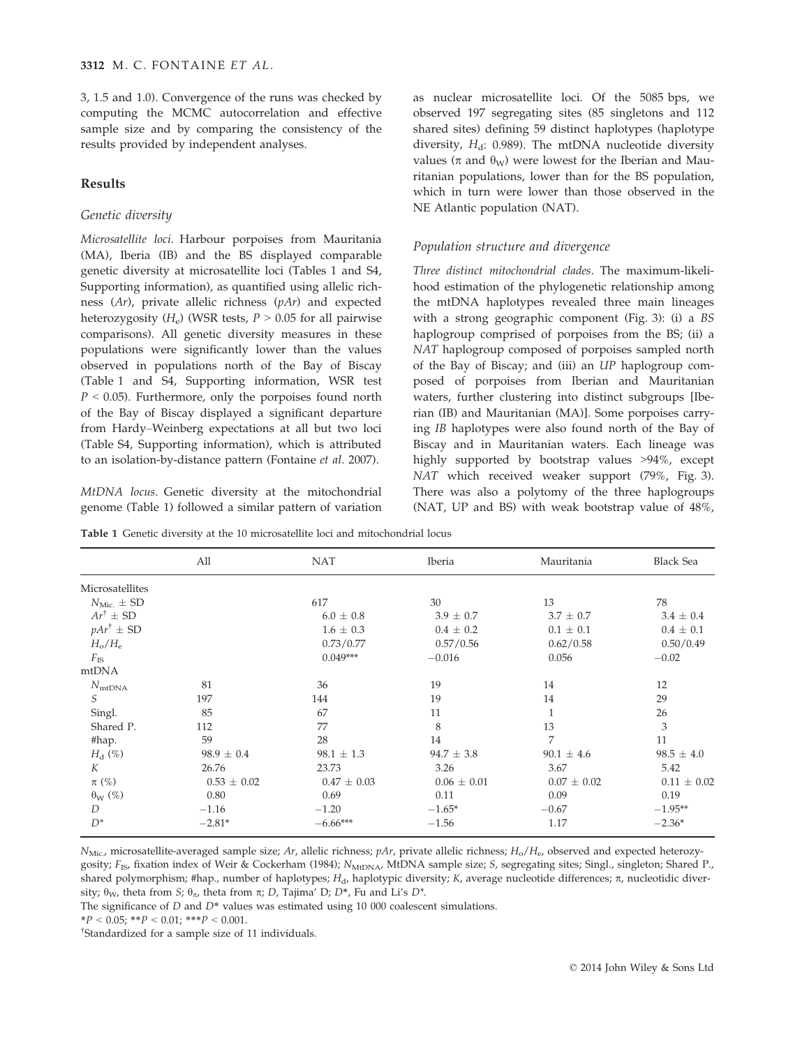3, 1.5 and 1.0). Convergence of the runs was checked by computing the MCMC autocorrelation and effective sample size and by comparing the consistency of the results provided by independent analyses.

## Results

### Genetic diversity

*Microsatellite loci.* Harbour porpoises from Mauritania (MA), Iberia (IB) and the BS displayed comparable genetic diversity at microsatellite loci (Tables 1 and S4, Supporting information), as quantified using allelic richness ($Ar$), private allelic richness ($pAr$) and expected heterozygosity ($H_e$) (WSR tests, $P > 0.05$ for all pairwise comparisons). All genetic diversity measures in these populations were significantly lower than the values observed in populations north of the Bay of Biscay (Table 1 and S4, Supporting information, WSR test $P < 0.05$). Furthermore, only the porpoises found north of the Bay of Biscay displayed a significant departure from Hardy–Weinberg expectations at all but two loci (Table S4, Supporting information), which is attributed to an isolation-by-distance pattern (Fontaine *et al.* 2007).

*MtDNA locus.* Genetic diversity at the mitochondrial genome (Table 1) followed a similar pattern of variation as nuclear microsatellite loci. Of the 5085 bps, we observed 197 segregating sites (85 singletons and 112 shared sites) defining 59 distinct haplotypes (haplotype diversity, $H_d$: 0.989). The mtDNA nucleotide diversity values ($\pi$ and $\theta_W$) were lowest for the Iberian and Mauritanian populations, lower than for the BS population, which in turn were lower than those observed in the NE Atlantic population (NAT).

### Population structure and divergence

*Three distinct mitochondrial clades.* The maximum-likelihood estimation of the phylogenetic relationship among the mtDNA haplotypes revealed three main lineages with a strong geographic component (Fig. 3): (i) a *BS* haplogroup comprised of porpoises from the BS; (ii) a *NAT* haplogroup composed of porpoises sampled north of the Bay of Biscay; and (iii) an *UP* haplogroup composed of porpoises from Iberian and Mauritanian waters, further clustering into distinct subgroups [Iberian (IB) and Mauritanian (MA)]. Some porpoises carrying *IB* haplotypes were also found north of the Bay of Biscay and in Mauritanian waters. Each lineage was highly supported by bootstrap values >94%, except *NAT* which received weaker support (79%, Fig. 3). There was also a polytomy of the three haplogroups (NAT, UP and BS) with weak bootstrap value of 48%,

**Table 1** Genetic diversity at the 10 microsatellite loci and mitochondrial locus

| | All | NAT | Iberia | Mauritania | Black Sea |
|---|---|---|---|---|---|
| Microsatellites | | | | | |
| $N_{Mic.}$ ± SD | | 617 | 30 | 13 | 78 |
| $Ar^{\dagger}$ ± SD | | 6.0 ± 0.8 | 3.9 ± 0.7 | 3.7 ± 0.7 | 3.4 ± 0.4 |
| $pAr^{\dagger}$ ± SD | | 1.6 ± 0.3 | 0.4 ± 0.2 | 0.1 ± 0.1 | 0.4 ± 0.1 |
| $H_o/H_e$ | | 0.73/0.77 | 0.57/0.56 | 0.62/0.58 | 0.50/0.49 |
| $F_{IS}$ | | 0.049*** | −0.016 | 0.056 | −0.02 |
| mtDNA | | | | | |
| $N_{mtDNA}$ | 81 | 36 | 19 | 14 | 12 |
| $S$ | 197 | 144 | 19 | 14 | 29 |
| Singl. | 85 | 67 | 11 | 1 | 26 |
| Shared P. | 112 | 77 | 8 | 13 | 3 |
| #hap. | 59 | 28 | 14 | 7 | 11 |
| $H_d$ (%) | 98.9 ± 0.4 | 98.1 ± 1.3 | 94.7 ± 3.8 | 90.1 ± 4.6 | 98.5 ± 4.0 |
| $K$ | 26.76 | 23.73 | 3.26 | 3.67 | 5.42 |
| $\pi$ (%) | 0.53 ± 0.02 | 0.47 ± 0.03 | 0.06 ± 0.01 | 0.07 ± 0.02 | 0.11 ± 0.02 |
| $\theta_W$ (%) | 0.80 | 0.69 | 0.11 | 0.09 | 0.19 |
| $D$ | −1.16 | −1.20 | −1.65* | −0.67 | −1.95** |
| $D^*$ | −2.81* | −6.66*** | −1.56 | 1.17 | −2.36* |

$N_{Mic.}$, microsatellite-averaged sample size; $Ar$, allelic richness; $pAr$, private allelic richness; $H_o/H_e$, observed and expected heterozygosity; $F_{IS}$, fixation index of Weir & Cockerham (1984); $N_{MtDNA}$, MtDNA sample size; $S$, segregating sites; Singl., singleton; Shared P., shared polymorphism; #hap., number of haplotypes; $H_d$, haplotypic diversity; $K$, average nucleotide differences; $\pi$, nucleotidic diversity; $\theta_W$, theta from $S$; $\theta_\pi$, theta from $\pi$; $D$, Tajima' D; $D^*$, Fu and Li's $D^*$.

The significance of $D$ and $D^*$ values was estimated using 10 000 coalescent simulations.

*$P < 0.05$; **$P < 0.01$; ***$P < 0.001$.

†Standardized for a sample size of 11 individuals.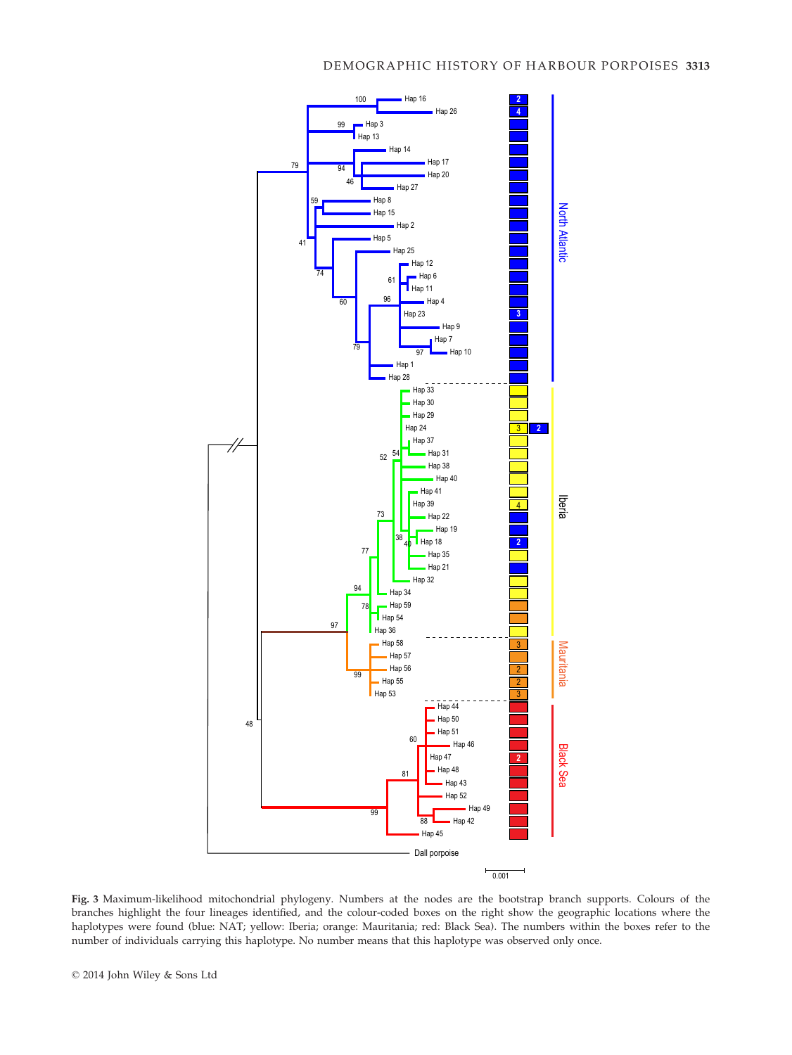Fig. 3 Maximum-likelihood mitochondrial phylogeny. Numbers at the nodes are the bootstrap branch supports. Colours of the branches highlight the four lineages identified, and the colour-coded boxes on the right show the geographic locations where the haplotypes were found (blue: NAT; yellow: Iberia; orange: Mauritania; red: Black Sea). The numbers within the boxes refer to the number of individuals carrying this haplotype. No number means that this haplotype was observed only once.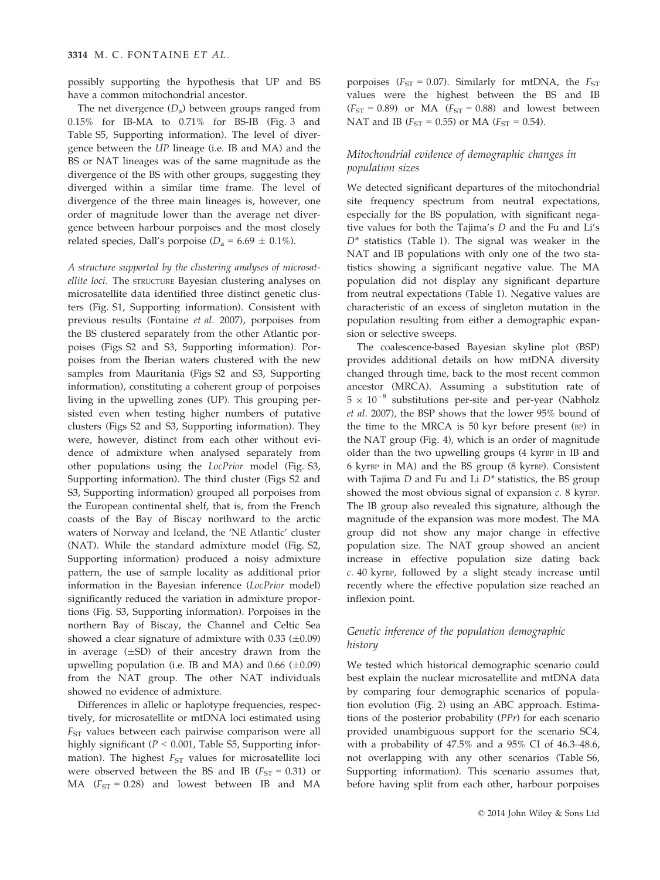possibly supporting the hypothesis that UP and BS have a common mitochondrial ancestor.

The net divergence ($D_a$) between groups ranged from 0.15% for IB-MA to 0.71% for BS-IB (Fig. 3 and Table S5, Supporting information). The level of divergence between the *UP* lineage (i.e. IB and MA) and the BS or NAT lineages was of the same magnitude as the divergence of the BS with other groups, suggesting they diverged within a similar time frame. The level of divergence of the three main lineages is, however, one order of magnitude lower than the average net divergence between harbour porpoises and the most closely related species, Dall's porpoise ($D_a$ = 6.69 ± 0.1%).

*A structure supported by the clustering analyses of microsatellite loci.* The STRUCTURE Bayesian clustering analyses on microsatellite data identified three distinct genetic clusters (Fig. S1, Supporting information). Consistent with previous results (Fontaine *et al.* 2007), porpoises from the BS clustered separately from the other Atlantic porpoises (Figs S2 and S3, Supporting information). Porpoises from the Iberian waters clustered with the new samples from Mauritania (Figs S2 and S3, Supporting information), constituting a coherent group of porpoises living in the upwelling zones (UP). This grouping persisted even when testing higher numbers of putative clusters (Figs S2 and S3, Supporting information). They were, however, distinct from each other without evidence of admixture when analysed separately from other populations using the *LocPrior* model (Fig. S3, Supporting information). The third cluster (Figs S2 and S3, Supporting information) grouped all porpoises from the European continental shelf, that is, from the French coasts of the Bay of Biscay northward to the arctic waters of Norway and Iceland, the 'NE Atlantic' cluster (NAT). While the standard admixture model (Fig. S2, Supporting information) produced a noisy admixture pattern, the use of sample locality as additional prior information in the Bayesian inference (*LocPrior* model) significantly reduced the variation in admixture proportions (Fig. S3, Supporting information). Porpoises in the northern Bay of Biscay, the Channel and Celtic Sea showed a clear signature of admixture with 0.33 (±0.09) in average (±SD) of their ancestry drawn from the upwelling population (i.e. IB and MA) and 0.66 (±0.09) from the NAT group. The other NAT individuals showed no evidence of admixture.

Differences in allelic or haplotype frequencies, respectively, for microsatellite or mtDNA loci estimated using $F_{ST}$ values between each pairwise comparison were all highly significant ($P < 0.001$, Table S5, Supporting information). The highest $F_{ST}$ values for microsatellite loci were observed between the BS and IB ($F_{ST} = 0.31$) or MA ($F_{ST} = 0.28$) and lowest between IB and MA porpoises ($F_{ST} = 0.07$). Similarly for mtDNA, the $F_{ST}$ values were the highest between the BS and IB ($F_{ST} = 0.89$) or MA ($F_{ST} = 0.88$) and lowest between NAT and IB ($F_{ST} = 0.55$) or MA ($F_{ST} = 0.54$).

### Mitochondrial evidence of demographic changes in population sizes

We detected significant departures of the mitochondrial site frequency spectrum from neutral expectations, especially for the BS population, with significant negative values for both the Tajima's $D$ and the Fu and Li's $D^*$ statistics (Table 1). The signal was weaker in the NAT and IB populations with only one of the two statistics showing a significant negative value. The MA population did not display any significant departure from neutral expectations (Table 1). Negative values are characteristic of an excess of singleton mutation in the population resulting from either a demographic expansion or selective sweeps.

The coalescence-based Bayesian skyline plot (BSP) provides additional details on how mtDNA diversity changed through time, back to the most recent common ancestor (MRCA). Assuming a substitution rate of $5 \times 10^{-8}$ substitutions per-site and per-year (Nabholz *et al.* 2007), the BSP shows that the lower 95% bound of the time to the MRCA is 50 kyr before present (BP) in the NAT group (Fig. 4), which is an order of magnitude older than the two upwelling groups (4 kyrBP in IB and 6 kyrBP in MA) and the BS group (8 kyrBP). Consistent with Tajima $D$ and Fu and Li $D^*$ statistics, the BS group showed the most obvious signal of expansion *c.* 8 kyrBP. The IB group also revealed this signature, although the magnitude of the expansion was more modest. The MA group did not show any major change in effective population size. The NAT group showed an ancient increase in effective population size dating back *c.* 40 kyrBP, followed by a slight steady increase until recently where the effective population size reached an inflexion point.

### Genetic inference of the population demographic history

We tested which historical demographic scenario could best explain the nuclear microsatellite and mtDNA data by comparing four demographic scenarios of population evolution (Fig. 2) using an ABC approach. Estimations of the posterior probability (*PPr*) for each scenario provided unambiguous support for the scenario SC4, with a probability of 47.5% and a 95% CI of 46.3–48.6, not overlapping with any other scenarios (Table S6, Supporting information). This scenario assumes that, before having split from each other, harbour porpoises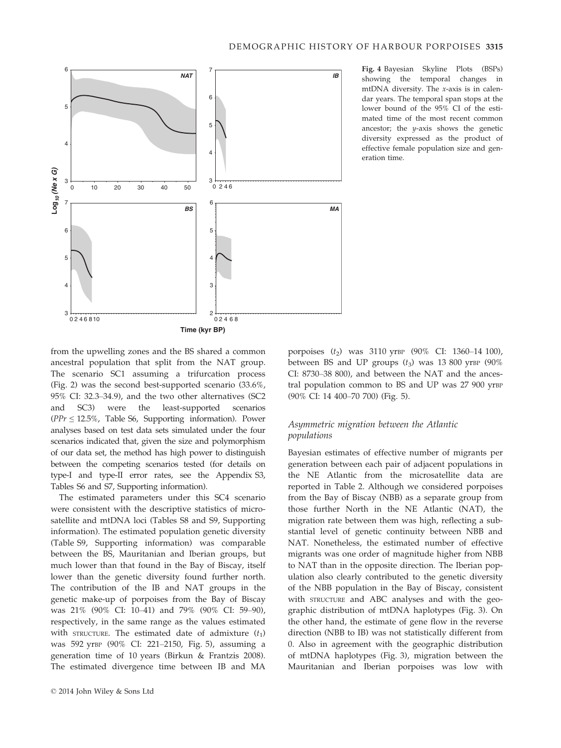Fig. 4 Bayesian Skyline Plots (BSPs) showing the temporal changes in mtDNA diversity. The *x*-axis is in calendar years. The temporal span stops at the lower bound of the 95% CI of the estimated time of the most recent common ancestor; the *y*-axis shows the genetic diversity expressed as the product of effective female population size and generation time.

from the upwelling zones and the BS shared a common ancestral population that split from the NAT group. The scenario SC1 assuming a trifurcation process (Fig. 2) was the second best-supported scenario (33.6%, 95% CI: 32.3–34.9), and the two other alternatives (SC2 and SC3) were the least-supported scenarios ($PPr \leq 12.5\%$, Table S6, Supporting information). Power analyses based on test data sets simulated under the four scenarios indicated that, given the size and polymorphism of our data set, the method has high power to distinguish between the competing scenarios tested (for details on type-I and type-II error rates, see the Appendix S3, Tables S6 and S7, Supporting information).

The estimated parameters under this SC4 scenario were consistent with the descriptive statistics of microsatellite and mtDNA loci (Tables S8 and S9, Supporting information). The estimated population genetic diversity (Table S9, Supporting information) was comparable between the BS, Mauritanian and Iberian groups, but much lower than that found in the Bay of Biscay, itself lower than the genetic diversity found further north. The contribution of the IB and NAT groups in the genetic make-up of porpoises from the Bay of Biscay was 21% (90% CI: 10–41) and 79% (90% CI: 59–90), respectively, in the same range as the values estimated with STRUCTURE. The estimated date of admixture ($t_1$) was 592 yrBP (90% CI: 221–2150, Fig. 5), assuming a generation time of 10 years (Birkun & Frantzis 2008). The estimated divergence time between IB and MA porpoises ($t_2$) was 3110 yrBP (90% CI: 1360–14 100), between BS and UP groups ($t_3$) was 13 800 yrBP (90% CI: 8730–38 800), and between the NAT and the ancestral population common to BS and UP was 27 900 yrBP (90% CI: 14 400–70 700) (Fig. 5).

### *Asymmetric migration between the Atlantic populations*

Bayesian estimates of effective number of migrants per generation between each pair of adjacent populations in the NE Atlantic from the microsatellite data are reported in Table 2. Although we considered porpoises from the Bay of Biscay (NBB) as a separate group from those further North in the NE Atlantic (NAT), the migration rate between them was high, reflecting a substantial level of genetic continuity between NBB and NAT. Nonetheless, the estimated number of effective migrants was one order of magnitude higher from NBB to NAT than in the opposite direction. The Iberian population also clearly contributed to the genetic diversity of the NBB population in the Bay of Biscay, consistent with STRUCTURE and ABC analyses and with the geographic distribution of mtDNA haplotypes (Fig. 3). On the other hand, the estimate of gene flow in the reverse direction (NBB to IB) was not statistically different from 0. Also in agreement with the geographic distribution of mtDNA haplotypes (Fig. 3), migration between the Mauritanian and Iberian porpoises was low with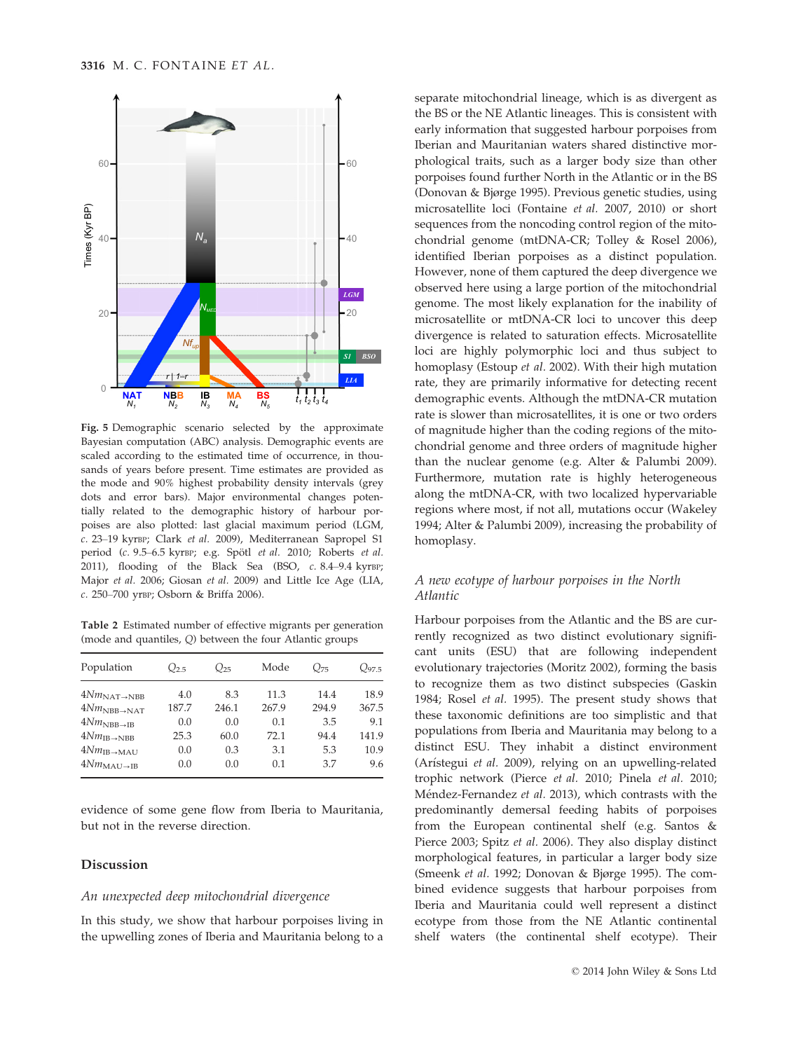Fig. 5 Demographic scenario selected by the approximate Bayesian computation (ABC) analysis. Demographic events are scaled according to the estimated time of occurrence, in thousands of years before present. Time estimates are provided as the mode and 90% highest probability density intervals (grey dots and error bars). Major environmental changes potentially related to the demographic history of harbour porpoises are also plotted: last glacial maximum period (LGM, *c.* 23–19 kyrBP; Clark *et al.* 2009), Mediterranean Sapropel S1 period (*c.* 9.5–6.5 kyrBP; e.g. Spötl *et al.* 2010; Roberts *et al.* 2011), flooding of the Black Sea (BSO, *c.* 8.4–9.4 kyrBP; Major *et al.* 2006; Giosan *et al.* 2009) and Little Ice Age (LIA, *c.* 250–700 yrBP; Osborn & Briffa 2006).

Table 2 Estimated number of effective migrants per generation (mode and quantiles, *Q*) between the four Atlantic groups

| Population | $Q_{2.5}$ | $Q_{25}$ | Mode | $Q_{75}$ | $Q_{97.5}$ |
|---|---|---|---|---|---|
| $4Nm_{\text{NAT}\rightarrow\text{NBB}}$ | 4.0 | 8.3 | 11.3 | 14.4 | 18.9 |
| $4Nm_{\text{NBB}\rightarrow\text{NAT}}$ | 187.7 | 246.1 | 267.9 | 294.9 | 367.5 |
| $4Nm_{\text{NBB}\rightarrow\text{IB}}$ | 0.0 | 0.0 | 0.1 | 3.5 | 9.1 |
| $4Nm_{\text{IB}\rightarrow\text{NBB}}$ | 25.3 | 60.0 | 72.1 | 94.4 | 141.9 |
| $4Nm_{\text{IB}\rightarrow\text{MAU}}$ | 0.0 | 0.3 | 3.1 | 5.3 | 10.9 |
| $4Nm_{\text{MAU}\rightarrow\text{IB}}$ | 0.0 | 0.0 | 0.1 | 3.7 | 9.6 |

evidence of some gene flow from Iberia to Mauritania, but not in the reverse direction.

## Discussion

### *An unexpected deep mitochondrial divergence*

In this study, we show that harbour porpoises living in the upwelling zones of Iberia and Mauritania belong to a separate mitochondrial lineage, which is as divergent as the BS or the NE Atlantic lineages. This is consistent with early information that suggested harbour porpoises from Iberian and Mauritanian waters shared distinctive morphological traits, such as a larger body size than other porpoises found further North in the Atlantic or in the BS (Donovan & Bjørge 1995). Previous genetic studies, using microsatellite loci (Fontaine *et al.* 2007, 2010) or short sequences from the noncoding control region of the mitochondrial genome (mtDNA-CR; Tolley & Rosel 2006), identified Iberian porpoises as a distinct population. However, none of them captured the deep divergence we observed here using a large portion of the mitochondrial genome. The most likely explanation for the inability of microsatellite or mtDNA-CR loci to uncover this deep divergence is related to saturation effects. Microsatellite loci are highly polymorphic loci and thus subject to homoplasy (Estoup *et al.* 2002). With their high mutation rate, they are primarily informative for detecting recent demographic events. Although the mtDNA-CR mutation rate is slower than microsatellites, it is one or two orders of magnitude higher than the coding regions of the mitochondrial genome and three orders of magnitude higher than the nuclear genome (e.g. Alter & Palumbi 2009). Furthermore, mutation rate is highly heterogeneous along the mtDNA-CR, with two localized hypervariable regions where most, if not all, mutations occur (Wakeley 1994; Alter & Palumbi 2009), increasing the probability of homoplasy.

### *A new ecotype of harbour porpoises in the North Atlantic*

Harbour porpoises from the Atlantic and the BS are currently recognized as two distinct evolutionary significant units (ESU) that are following independent evolutionary trajectories (Moritz 2002), forming the basis to recognize them as two distinct subspecies (Gaskin 1984; Rosel *et al.* 1995). The present study shows that these taxonomic definitions are too simplistic and that populations from Iberia and Mauritania may belong to a distinct ESU. They inhabit a distinct environment (Arístegui *et al.* 2009), relying on an upwelling-related trophic network (Pierce *et al.* 2010; Pinela *et al.* 2010; Méndez-Fernandez *et al.* 2013), which contrasts with the predominantly demersal feeding habits of porpoises from the European continental shelf (e.g. Santos & Pierce 2003; Spitz *et al.* 2006). They also display distinct morphological features, in particular a larger body size (Smeenk *et al.* 1992; Donovan & Bjørge 1995). The combined evidence suggests that harbour porpoises from Iberia and Mauritania could well represent a distinct ecotype from those from the NE Atlantic continental shelf waters (the continental shelf ecotype). Their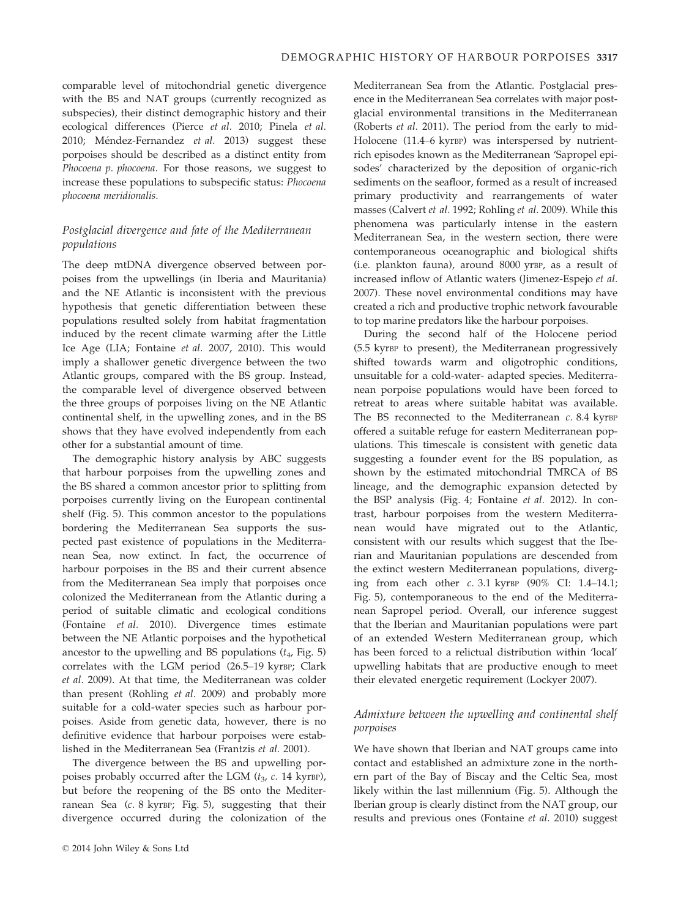comparable level of mitochondrial genetic divergence with the BS and NAT groups (currently recognized as subspecies), their distinct demographic history and their ecological differences (Pierce *et al.* 2010; Pinela *et al.* 2010; Méndez-Fernandez *et al.* 2013) suggest these porpoises should be described as a distinct entity from *Phocoena p. phocoena*. For those reasons, we suggest to increase these populations to subspecific status: *Phocoena phocoena meridionalis*.

### *Postglacial divergence and fate of the Mediterranean populations*

The deep mtDNA divergence observed between porpoises from the upwellings (in Iberia and Mauritania) and the NE Atlantic is inconsistent with the previous hypothesis that genetic differentiation between these populations resulted solely from habitat fragmentation induced by the recent climate warming after the Little Ice Age (LIA; Fontaine *et al.* 2007, 2010). This would imply a shallower genetic divergence between the two Atlantic groups, compared with the BS group. Instead, the comparable level of divergence observed between the three groups of porpoises living on the NE Atlantic continental shelf, in the upwelling zones, and in the BS shows that they have evolved independently from each other for a substantial amount of time.

The demographic history analysis by ABC suggests that harbour porpoises from the upwelling zones and the BS shared a common ancestor prior to splitting from porpoises currently living on the European continental shelf (Fig. 5). This common ancestor to the populations bordering the Mediterranean Sea supports the suspected past existence of populations in the Mediterranean Sea, now extinct. In fact, the occurrence of harbour porpoises in the BS and their current absence from the Mediterranean Sea imply that porpoises once colonized the Mediterranean from the Atlantic during a period of suitable climatic and ecological conditions (Fontaine *et al.* 2010). Divergence times estimate between the NE Atlantic porpoises and the hypothetical ancestor to the upwelling and BS populations ($t_4$, Fig. 5) correlates with the LGM period (26.5–19 kyrBP; Clark *et al.* 2009). At that time, the Mediterranean was colder than present (Rohling *et al.* 2009) and probably more suitable for a cold-water species such as harbour porpoises. Aside from genetic data, however, there is no definitive evidence that harbour porpoises were established in the Mediterranean Sea (Frantzis *et al.* 2001).

The divergence between the BS and upwelling porpoises probably occurred after the LGM ($t_3$, *c.* 14 kyrBP), but before the reopening of the BS onto the Mediterranean Sea (*c.* 8 kyrBP; Fig. 5), suggesting that their divergence occurred during the colonization of the Mediterranean Sea from the Atlantic. Postglacial presence in the Mediterranean Sea correlates with major postglacial environmental transitions in the Mediterranean (Roberts *et al.* 2011). The period from the early to mid-Holocene (11.4–6 kyrBP) was interspersed by nutrient-rich episodes known as the Mediterranean 'Sapropel episodes' characterized by the deposition of organic-rich sediments on the seafloor, formed as a result of increased primary productivity and rearrangements of water masses (Calvert *et al.* 1992; Rohling *et al.* 2009). While this phenomena was particularly intense in the eastern Mediterranean Sea, in the western section, there were contemporaneous oceanographic and biological shifts (i.e. plankton fauna), around 8000 yrBP, as a result of increased inflow of Atlantic waters (Jimenez-Espejo *et al.* 2007). These novel environmental conditions may have created a rich and productive trophic network favourable to top marine predators like the harbour porpoises.

During the second half of the Holocene period (5.5 kyrBP to present), the Mediterranean progressively shifted towards warm and oligotrophic conditions, unsuitable for a cold-water- adapted species. Mediterranean porpoise populations would have been forced to retreat to areas where suitable habitat was available. The BS reconnected to the Mediterranean *c.* 8.4 kyrBP offered a suitable refuge for eastern Mediterranean populations. This timescale is consistent with genetic data suggesting a founder event for the BS population, as shown by the estimated mitochondrial TMRCA of BS lineage, and the demographic expansion detected by the BSP analysis (Fig. 4; Fontaine *et al.* 2012). In contrast, harbour porpoises from the western Mediterranean would have migrated out to the Atlantic, consistent with our results which suggest that the Iberian and Mauritanian populations are descended from the extinct western Mediterranean populations, diverging from each other *c.* 3.1 kyrBP (90% CI: 1.4–14.1; Fig. 5), contemporaneous to the end of the Mediterranean Sapropel period. Overall, our inference suggest that the Iberian and Mauritanian populations were part of an extended Western Mediterranean group, which has been forced to a relictual distribution within 'local' upwelling habitats that are productive enough to meet their elevated energetic requirement (Lockyer 2007).

### *Admixture between the upwelling and continental shelf porpoises*

We have shown that Iberian and NAT groups came into contact and established an admixture zone in the northern part of the Bay of Biscay and the Celtic Sea, most likely within the last millennium (Fig. 5). Although the Iberian group is clearly distinct from the NAT group, our results and previous ones (Fontaine *et al.* 2010) suggest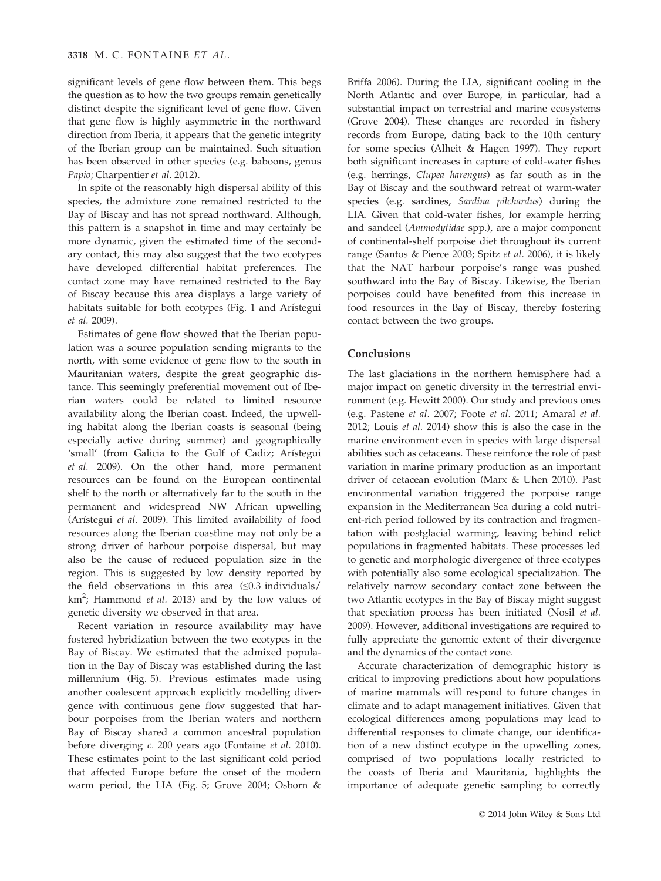significant levels of gene flow between them. This begs the question as to how the two groups remain genetically distinct despite the significant level of gene flow. Given that gene flow is highly asymmetric in the northward direction from Iberia, it appears that the genetic integrity of the Iberian group can be maintained. Such situation has been observed in other species (e.g. baboons, genus *Papio*; Charpentier *et al.* 2012).

In spite of the reasonably high dispersal ability of this species, the admixture zone remained restricted to the Bay of Biscay and has not spread northward. Although, this pattern is a snapshot in time and may certainly be more dynamic, given the estimated time of the secondary contact, this may also suggest that the two ecotypes have developed differential habitat preferences. The contact zone may have remained restricted to the Bay of Biscay because this area displays a large variety of habitats suitable for both ecotypes (Fig. 1 and Arístegui *et al.* 2009).

Estimates of gene flow showed that the Iberian population was a source population sending migrants to the north, with some evidence of gene flow to the south in Mauritanian waters, despite the great geographic distance. This seemingly preferential movement out of Iberian waters could be related to limited resource availability along the Iberian coast. Indeed, the upwelling habitat along the Iberian coasts is seasonal (being especially active during summer) and geographically 'small' (from Galicia to the Gulf of Cadiz; Arístegui *et al.* 2009). On the other hand, more permanent resources can be found on the European continental shelf to the north or alternatively far to the south in the permanent and widespread NW African upwelling (Arístegui *et al.* 2009). This limited availability of food resources along the Iberian coastline may not only be a strong driver of harbour porpoise dispersal, but may also be the cause of reduced population size in the region. This is suggested by low density reported by the field observations in this area ($\leq$0.3 individuals/km$^2$; Hammond *et al.* 2013) and by the low values of genetic diversity we observed in that area.

Recent variation in resource availability may have fostered hybridization between the two ecotypes in the Bay of Biscay. We estimated that the admixed population in the Bay of Biscay was established during the last millennium (Fig. 5). Previous estimates made using another coalescent approach explicitly modelling divergence with continuous gene flow suggested that harbour porpoises from the Iberian waters and northern Bay of Biscay shared a common ancestral population before diverging *c.* 200 years ago (Fontaine *et al.* 2010). These estimates point to the last significant cold period that affected Europe before the onset of the modern warm period, the LIA (Fig. 5; Grove 2004; Osborn & Briffa 2006). During the LIA, significant cooling in the North Atlantic and over Europe, in particular, had a substantial impact on terrestrial and marine ecosystems (Grove 2004). These changes are recorded in fishery records from Europe, dating back to the 10th century for some species (Alheit & Hagen 1997). They report both significant increases in capture of cold-water fishes (e.g. herrings, *Clupea harengus*) as far south as in the Bay of Biscay and the southward retreat of warm-water species (e.g. sardines, *Sardina pilchardus*) during the LIA. Given that cold-water fishes, for example herring and sandeel (*Ammodytidae* spp.), are a major component of continental-shelf porpoise diet throughout its current range (Santos & Pierce 2003; Spitz *et al.* 2006), it is likely that the NAT harbour porpoise's range was pushed southward into the Bay of Biscay. Likewise, the Iberian porpoises could have benefited from this increase in food resources in the Bay of Biscay, thereby fostering contact between the two groups.

## Conclusions

The last glaciations in the northern hemisphere had a major impact on genetic diversity in the terrestrial environment (e.g. Hewitt 2000). Our study and previous ones (e.g. Pastene *et al.* 2007; Foote *et al.* 2011; Amaral *et al.* 2012; Louis *et al.* 2014) show this is also the case in the marine environment even in species with large dispersal abilities such as cetaceans. These reinforce the role of past variation in marine primary production as an important driver of cetacean evolution (Marx & Uhen 2010). Past environmental variation triggered the porpoise range expansion in the Mediterranean Sea during a cold nutrient-rich period followed by its contraction and fragmentation with postglacial warming, leaving behind relict populations in fragmented habitats. These processes led to genetic and morphologic divergence of three ecotypes with potentially also some ecological specialization. The relatively narrow secondary contact zone between the two Atlantic ecotypes in the Bay of Biscay might suggest that speciation process has been initiated (Nosil *et al.* 2009). However, additional investigations are required to fully appreciate the genomic extent of their divergence and the dynamics of the contact zone.

Accurate characterization of demographic history is critical to improving predictions about how populations of marine mammals will respond to future changes in climate and to adapt management initiatives. Given that ecological differences among populations may lead to differential responses to climate change, our identification of a new distinct ecotype in the upwelling zones, comprised of two populations locally restricted to the coasts of Iberia and Mauritania, highlights the importance of adequate genetic sampling to correctly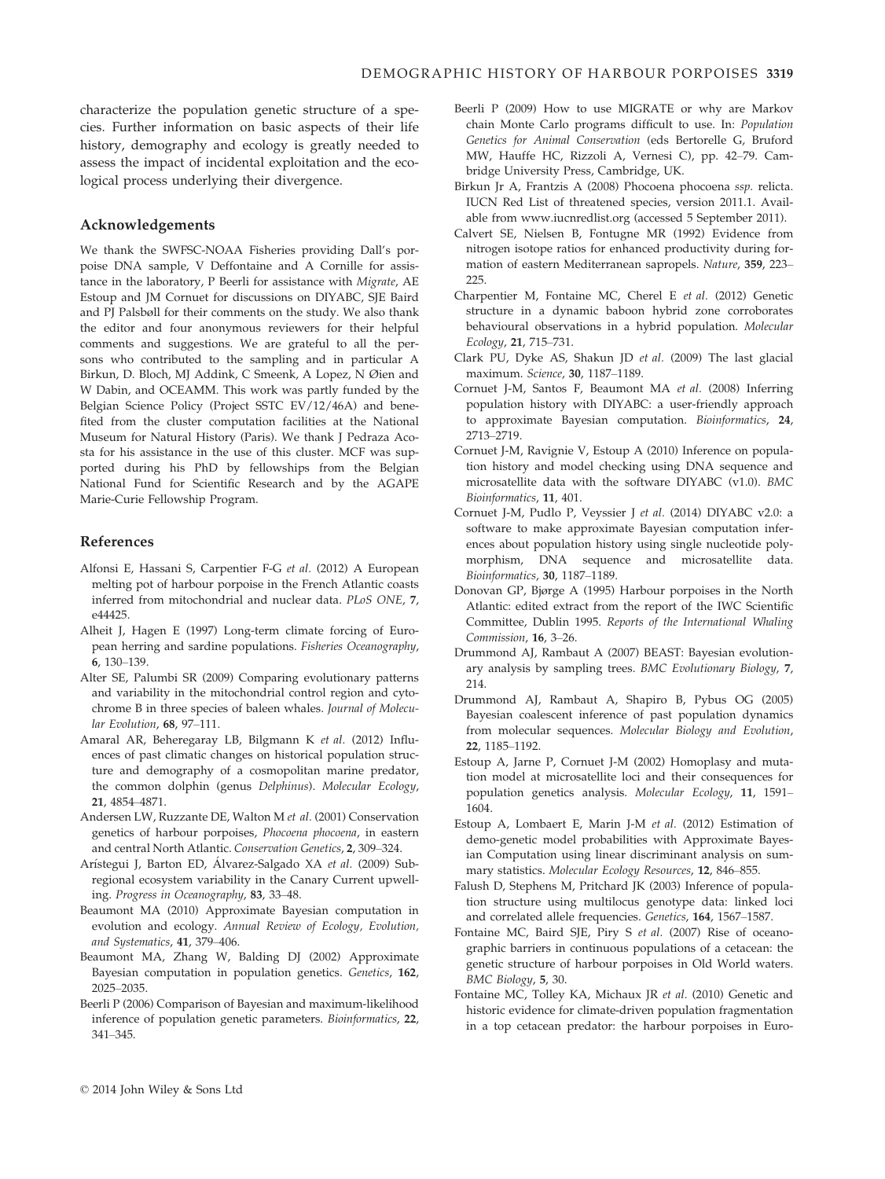characterize the population genetic structure of a species. Further information on basic aspects of their life history, demography and ecology is greatly needed to assess the impact of incidental exploitation and the ecological process underlying their divergence.

## Acknowledgements

We thank the SWFSC-NOAA Fisheries providing Dall's porpoise DNA sample, V Deffontaine and A Cornille for assistance in the laboratory, P Beerli for assistance with *Migrate*, AE Estoup and JM Cornuet for discussions on DIYABC, SJE Baird and PJ Palsbøll for their comments on the study. We also thank the editor and four anonymous reviewers for their helpful comments and suggestions. We are grateful to all the persons who contributed to the sampling and in particular A Birkun, D. Bloch, MJ Addink, C Smeenk, A Lopez, N Øien and W Dabin, and OCEAMM. This work was partly funded by the Belgian Science Policy (Project SSTC EV/12/46A) and benefited from the cluster computation facilities at the National Museum for Natural History (Paris). We thank J Pedraza Acosta for his assistance in the use of this cluster. MCF was supported during his PhD by fellowships from the Belgian National Fund for Scientific Research and by the AGAPE Marie-Curie Fellowship Program.

## References

Alfonsi E, Hassani S, Carpentier F-G *et al.* (2012) A European melting pot of harbour porpoise in the French Atlantic coasts inferred from mitochondrial and nuclear data. *PLoS ONE*, **7**, e44425.

Alheit J, Hagen E (1997) Long-term climate forcing of European herring and sardine populations. *Fisheries Oceanography*, **6**, 130–139.

Alter SE, Palumbi SR (2009) Comparing evolutionary patterns and variability in the mitochondrial control region and cytochrome B in three species of baleen whales. *Journal of Molecular Evolution*, **68**, 97–111.

Amaral AR, Beheregaray LB, Bilgmann K *et al.* (2012) Influences of past climatic changes on historical population structure and demography of a cosmopolitan marine predator, the common dolphin (genus *Delphinus*). *Molecular Ecology*, **21**, 4854–4871.

Andersen LW, Ruzzante DE, Walton M *et al.* (2001) Conservation genetics of harbour porpoises, *Phocoena phocoena*, in eastern and central North Atlantic. *Conservation Genetics*, **2**, 309–324.

Arístegui J, Barton ED, Álvarez-Salgado XA *et al.* (2009) Subregional ecosystem variability in the Canary Current upwelling. *Progress in Oceanography*, **83**, 33–48.

Beaumont MA (2010) Approximate Bayesian computation in evolution and ecology. *Annual Review of Ecology, Evolution, and Systematics*, **41**, 379–406.

Beaumont MA, Zhang W, Balding DJ (2002) Approximate Bayesian computation in population genetics. *Genetics*, **162**, 2025–2035.

Beerli P (2006) Comparison of Bayesian and maximum-likelihood inference of population genetic parameters. *Bioinformatics*, **22**, 341–345.

Beerli P (2009) How to use MIGRATE or why are Markov chain Monte Carlo programs difficult to use. In: *Population Genetics for Animal Conservation* (eds Bertorelle G, Bruford MW, Hauffe HC, Rizzoli A, Vernesi C), pp. 42–79. Cambridge University Press, Cambridge, UK.

Birkun Jr A, Frantzis A (2008) Phocoena phocoena *ssp.* relicta. IUCN Red List of threatened species, version 2011.1. Available from www.iucnredlist.org (accessed 5 September 2011).

Calvert SE, Nielsen B, Fontugne MR (1992) Evidence from nitrogen isotope ratios for enhanced productivity during formation of eastern Mediterranean sapropels. *Nature*, **359**, 223–225.

Charpentier M, Fontaine MC, Cherel E *et al.* (2012) Genetic structure in a dynamic baboon hybrid zone corroborates behavioural observations in a hybrid population. *Molecular Ecology*, **21**, 715–731.

Clark PU, Dyke AS, Shakun JD *et al.* (2009) The last glacial maximum. *Science*, **30**, 1187–1189.

Cornuet J-M, Santos F, Beaumont MA *et al.* (2008) Inferring population history with DIYABC: a user-friendly approach to approximate Bayesian computation. *Bioinformatics*, **24**, 2713–2719.

Cornuet J-M, Ravignie V, Estoup A (2010) Inference on population history and model checking using DNA sequence and microsatellite data with the software DIYABC (v1.0). *BMC Bioinformatics*, **11**, 401.

Cornuet J-M, Pudlo P, Veyssier J *et al.* (2014) DIYABC v2.0: a software to make approximate Bayesian computation inferences about population history using single nucleotide polymorphism, DNA sequence and microsatellite data. *Bioinformatics*, **30**, 1187–1189.

Donovan GP, Bjørge A (1995) Harbour porpoises in the North Atlantic: edited extract from the report of the IWC Scientific Committee, Dublin 1995. *Reports of the International Whaling Commission*, **16**, 3–26.

Drummond AJ, Rambaut A (2007) BEAST: Bayesian evolutionary analysis by sampling trees. *BMC Evolutionary Biology*, **7**, 214.

Drummond AJ, Rambaut A, Shapiro B, Pybus OG (2005) Bayesian coalescent inference of past population dynamics from molecular sequences. *Molecular Biology and Evolution*, **22**, 1185–1192.

Estoup A, Jarne P, Cornuet J-M (2002) Homoplasy and mutation model at microsatellite loci and their consequences for population genetics analysis. *Molecular Ecology*, **11**, 1591–1604.

Estoup A, Lombaert E, Marin J-M *et al.* (2012) Estimation of demo-genetic model probabilities with Approximate Bayesian Computation using linear discriminant analysis on summary statistics. *Molecular Ecology Resources*, **12**, 846–855.

Falush D, Stephens M, Pritchard JK (2003) Inference of population structure using multilocus genotype data: linked loci and correlated allele frequencies. *Genetics*, **164**, 1567–1587.

Fontaine MC, Baird SJE, Piry S *et al.* (2007) Rise of oceanographic barriers in continuous populations of a cetacean: the genetic structure of harbour porpoises in Old World waters. *BMC Biology*, **5**, 30.

Fontaine MC, Tolley KA, Michaux JR *et al.* (2010) Genetic and historic evidence for climate-driven population fragmentation in a top cetacean predator: the harbour porpoises in Euro-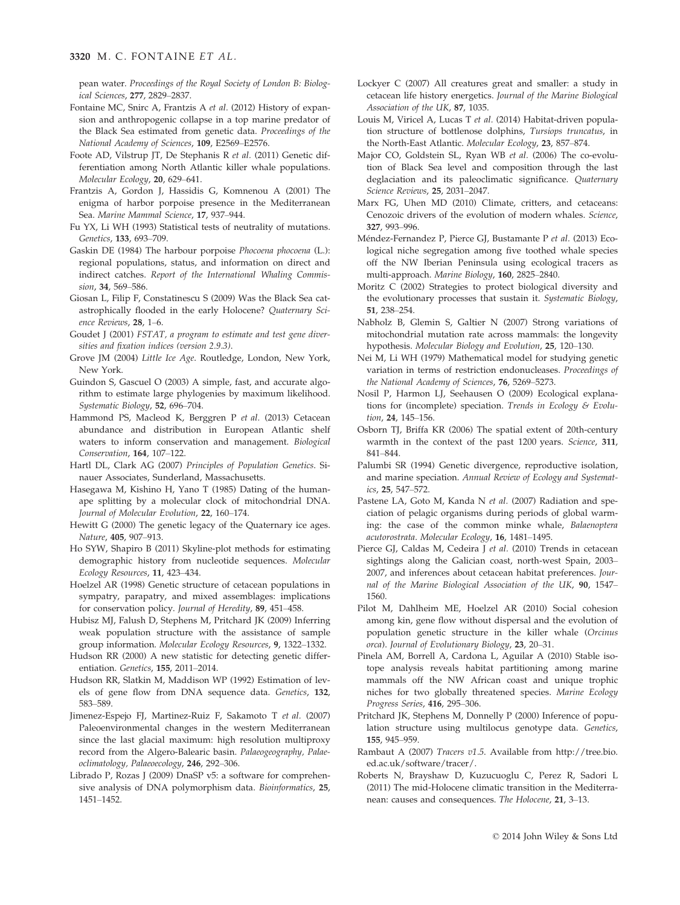pean water. *Proceedings of the Royal Society of London B: Biological Sciences*, **277**, 2829–2837.

Fontaine MC, Snirc A, Frantzis A *et al.* (2012) History of expansion and anthropogenic collapse in a top marine predator of the Black Sea estimated from genetic data. *Proceedings of the National Academy of Sciences*, **109**, E2569–E2576.

Foote AD, Vilstrup JT, De Stephanis R *et al.* (2011) Genetic differentiation among North Atlantic killer whale populations. *Molecular Ecology*, **20**, 629–641.

Frantzis A, Gordon J, Hassidis G, Komnenou A (2001) The enigma of harbor porpoise presence in the Mediterranean Sea. *Marine Mammal Science*, **17**, 937–944.

Fu YX, Li WH (1993) Statistical tests of neutrality of mutations. *Genetics*, **133**, 693–709.

Gaskin DE (1984) The harbour porpoise *Phocoena phocoena* (L.): regional populations, status, and information on direct and indirect catches. *Report of the International Whaling Commission*, **34**, 569–586.

Giosan L, Filip F, Constatinescu S (2009) Was the Black Sea catastrophically flooded in the early Holocene? *Quaternary Science Reviews*, **28**, 1–6.

Goudet J (2001) *FSTAT, a program to estimate and test gene diversities and fixation indices (version 2.9.3)*.

Grove JM (2004) *Little Ice Age*. Routledge, London, New York, New York.

Guindon S, Gascuel O (2003) A simple, fast, and accurate algorithm to estimate large phylogenies by maximum likelihood. *Systematic Biology*, **52**, 696–704.

Hammond PS, Macleod K, Berggren P *et al.* (2013) Cetacean abundance and distribution in European Atlantic shelf waters to inform conservation and management. *Biological Conservation*, **164**, 107–122.

Hartl DL, Clark AG (2007) *Principles of Population Genetics*. Sinauer Associates, Sunderland, Massachusetts.

Hasegawa M, Kishino H, Yano T (1985) Dating of the human-ape splitting by a molecular clock of mitochondrial DNA. *Journal of Molecular Evolution*, **22**, 160–174.

Hewitt G (2000) The genetic legacy of the Quaternary ice ages. *Nature*, **405**, 907–913.

Ho SYW, Shapiro B (2011) Skyline-plot methods for estimating demographic history from nucleotide sequences. *Molecular Ecology Resources*, **11**, 423–434.

Hoelzel AR (1998) Genetic structure of cetacean populations in sympatry, parapatry, and mixed assemblages: implications for conservation policy. *Journal of Heredity*, **89**, 451–458.

Hubisz MJ, Falush D, Stephens M, Pritchard JK (2009) Inferring weak population structure with the assistance of sample group information. *Molecular Ecology Resources*, **9**, 1322–1332.

Hudson RR (2000) A new statistic for detecting genetic differentiation. *Genetics*, **155**, 2011–2014.

Hudson RR, Slatkin M, Maddison WP (1992) Estimation of levels of gene flow from DNA sequence data. *Genetics*, **132**, 583–589.

Jimenez-Espejo FJ, Martinez-Ruiz F, Sakamoto T *et al.* (2007) Paleoenvironmental changes in the western Mediterranean since the last glacial maximum: high resolution multiproxy record from the Algero-Balearic basin. *Palaeogeography, Palaeoclimatology, Palaeoecology*, **246**, 292–306.

Librado P, Rozas J (2009) DnaSP v5: a software for comprehensive analysis of DNA polymorphism data. *Bioinformatics*, **25**, 1451–1452.

Lockyer C (2007) All creatures great and smaller: a study in cetacean life history energetics. *Journal of the Marine Biological Association of the UK*, **87**, 1035.

Louis M, Viricel A, Lucas T *et al.* (2014) Habitat-driven population structure of bottlenose dolphins, *Tursiops truncatus*, in the North-East Atlantic. *Molecular Ecology*, **23**, 857–874.

Major CO, Goldstein SL, Ryan WB *et al.* (2006) The co-evolution of Black Sea level and composition through the last deglaciation and its paleoclimatic significance. *Quaternary Science Reviews*, **25**, 2031–2047.

Marx FG, Uhen MD (2010) Climate, critters, and cetaceans: Cenozoic drivers of the evolution of modern whales. *Science*, **327**, 993–996.

Méndez-Fernandez P, Pierce GJ, Bustamante P *et al.* (2013) Ecological niche segregation among five toothed whale species off the NW Iberian Peninsula using ecological tracers as multi-approach. *Marine Biology*, **160**, 2825–2840.

Moritz C (2002) Strategies to protect biological diversity and the evolutionary processes that sustain it. *Systematic Biology*, **51**, 238–254.

Nabholz B, Glemin S, Galtier N (2007) Strong variations of mitochondrial mutation rate across mammals: the longevity hypothesis. *Molecular Biology and Evolution*, **25**, 120–130.

Nei M, Li WH (1979) Mathematical model for studying genetic variation in terms of restriction endonucleases. *Proceedings of the National Academy of Sciences*, **76**, 5269–5273.

Nosil P, Harmon LJ, Seehausen O (2009) Ecological explanations for (incomplete) speciation. *Trends in Ecology & Evolution*, **24**, 145–156.

Osborn TJ, Briffa KR (2006) The spatial extent of 20th-century warmth in the context of the past 1200 years. *Science*, **311**, 841–844.

Palumbi SR (1994) Genetic divergence, reproductive isolation, and marine speciation. *Annual Review of Ecology and Systematics*, **25**, 547–572.

Pastene LA, Goto M, Kanda N *et al.* (2007) Radiation and speciation of pelagic organisms during periods of global warming: the case of the common minke whale, *Balaenoptera acutorostrata*. *Molecular Ecology*, **16**, 1481–1495.

Pierce GJ, Caldas M, Cedeira J *et al.* (2010) Trends in cetacean sightings along the Galician coast, north-west Spain, 2003–2007, and inferences about cetacean habitat preferences. *Journal of the Marine Biological Association of the UK*, **90**, 1547–1560.

Pilot M, Dahlheim ME, Hoelzel AR (2010) Social cohesion among kin, gene flow without dispersal and the evolution of population genetic structure in the killer whale (*Orcinus orca*). *Journal of Evolutionary Biology*, **23**, 20–31.

Pinela AM, Borrell A, Cardona L, Aguilar A (2010) Stable isotope analysis reveals habitat partitioning among marine mammals off the NW African coast and unique trophic niches for two globally threatened species. *Marine Ecology Progress Series*, **416**, 295–306.

Pritchard JK, Stephens M, Donnelly P (2000) Inference of population structure using multilocus genotype data. *Genetics*, **155**, 945–959.

Rambaut A (2007) *Tracers v1.5*. Available from http://tree.bio.ed.ac.uk/software/tracer/.

Roberts N, Brayshaw D, Kuzucuoglu C, Perez R, Sadori L (2011) The mid-Holocene climatic transition in the Mediterranean: causes and consequences. *The Holocene*, **21**, 3–13.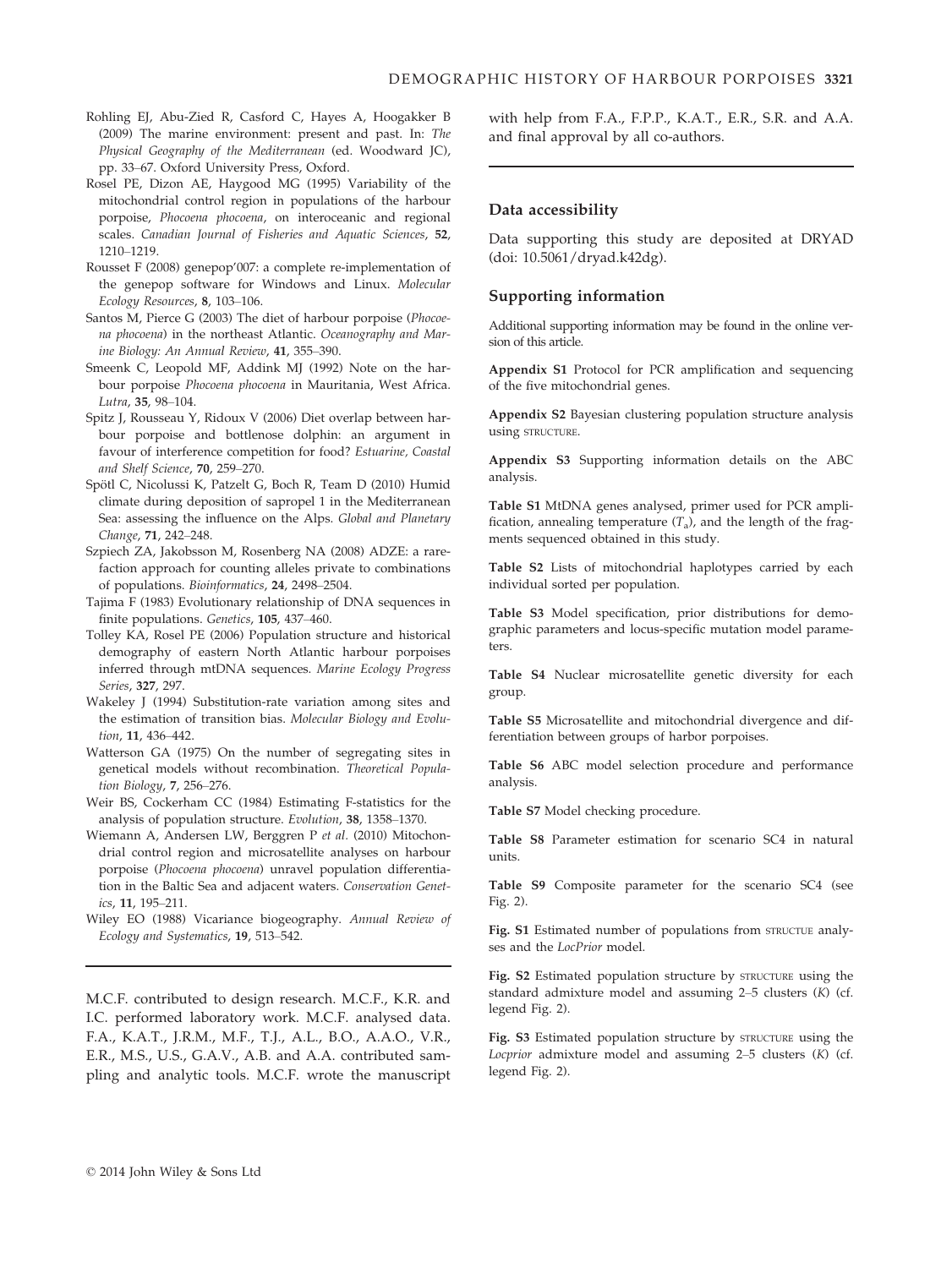Rohling EJ, Abu-Zied R, Casford C, Hayes A, Hoogakker B (2009) The marine environment: present and past. In: *The Physical Geography of the Mediterranean* (ed. Woodward JC), pp. 33–67. Oxford University Press, Oxford.

Rosel PE, Dizon AE, Haygood MG (1995) Variability of the mitochondrial control region in populations of the harbour porpoise, *Phocoena phocoena*, on interoceanic and regional scales. *Canadian Journal of Fisheries and Aquatic Sciences*, **52**, 1210–1219.

Rousset F (2008) genepop'007: a complete re-implementation of the genepop software for Windows and Linux. *Molecular Ecology Resources*, **8**, 103–106.

Santos M, Pierce G (2003) The diet of harbour porpoise (*Phocoena phocoena*) in the northeast Atlantic. *Oceanography and Marine Biology: An Annual Review*, **41**, 355–390.

Smeenk C, Leopold MF, Addink MJ (1992) Note on the harbour porpoise *Phocoena phocoena* in Mauritania, West Africa. *Lutra*, **35**, 98–104.

Spitz J, Rousseau Y, Ridoux V (2006) Diet overlap between harbour porpoise and bottlenose dolphin: an argument in favour of interference competition for food? *Estuarine, Coastal and Shelf Science*, **70**, 259–270.

Spötl C, Nicolussi K, Patzelt G, Boch R, Team D (2010) Humid climate during deposition of sapropel 1 in the Mediterranean Sea: assessing the influence on the Alps. *Global and Planetary Change*, **71**, 242–248.

Szpiech ZA, Jakobsson M, Rosenberg NA (2008) ADZE: a rarefaction approach for counting alleles private to combinations of populations. *Bioinformatics*, **24**, 2498–2504.

Tajima F (1983) Evolutionary relationship of DNA sequences in finite populations. *Genetics*, **105**, 437–460.

Tolley KA, Rosel PE (2006) Population structure and historical demography of eastern North Atlantic harbour porpoises inferred through mtDNA sequences. *Marine Ecology Progress Series*, **327**, 297.

Wakeley J (1994) Substitution-rate variation among sites and the estimation of transition bias. *Molecular Biology and Evolution*, **11**, 436–442.

Watterson GA (1975) On the number of segregating sites in genetical models without recombination. *Theoretical Population Biology*, **7**, 256–276.

Weir BS, Cockerham CC (1984) Estimating F-statistics for the analysis of population structure. *Evolution*, **38**, 1358–1370.

Wiemann A, Andersen LW, Berggren P *et al.* (2010) Mitochondrial control region and microsatellite analyses on harbour porpoise (*Phocoena phocoena*) unravel population differentiation in the Baltic Sea and adjacent waters. *Conservation Genetics*, **11**, 195–211.

Wiley EO (1988) Vicariance biogeography. *Annual Review of Ecology and Systematics*, **19**, 513–542.

M.C.F. contributed to design research. M.C.F., K.R. and I.C. performed laboratory work. M.C.F. analysed data. F.A., K.A.T., J.R.M., M.F., T.J., A.L., B.O., A.A.O., V.R., E.R., M.S., U.S., G.A.V., A.B. and A.A. contributed sampling and analytic tools. M.C.F. wrote the manuscript with help from F.A., F.P.P., K.A.T., E.R., S.R. and A.A. and final approval by all co-authors.

## Data accessibility

Data supporting this study are deposited at DRYAD (doi: 10.5061/dryad.k42dg).

## Supporting information

Additional supporting information may be found in the online version of this article.

**Appendix S1** Protocol for PCR amplification and sequencing of the five mitochondrial genes.

**Appendix S2** Bayesian clustering population structure analysis using STRUCTURE.

**Appendix S3** Supporting information details on the ABC analysis.

**Table S1** MtDNA genes analysed, primer used for PCR amplification, annealing temperature ($T_a$), and the length of the fragments sequenced obtained in this study.

**Table S2** Lists of mitochondrial haplotypes carried by each individual sorted per population.

**Table S3** Model specification, prior distributions for demographic parameters and locus-specific mutation model parameters.

**Table S4** Nuclear microsatellite genetic diversity for each group.

**Table S5** Microsatellite and mitochondrial divergence and differentiation between groups of harbor porpoises.

**Table S6** ABC model selection procedure and performance analysis.

**Table S7** Model checking procedure.

**Table S8** Parameter estimation for scenario SC4 in natural units.

**Table S9** Composite parameter for the scenario SC4 (see Fig. 2).

**Fig. S1** Estimated number of populations from STRUCTUE analyses and the *LocPrior* model.

**Fig. S2** Estimated population structure by STRUCTURE using the standard admixture model and assuming 2–5 clusters (*K*) (cf. legend Fig. 2).

**Fig. S3** Estimated population structure by STRUCTURE using the *Locprior* admixture model and assuming 2–5 clusters (*K*) (cf. legend Fig. 2).